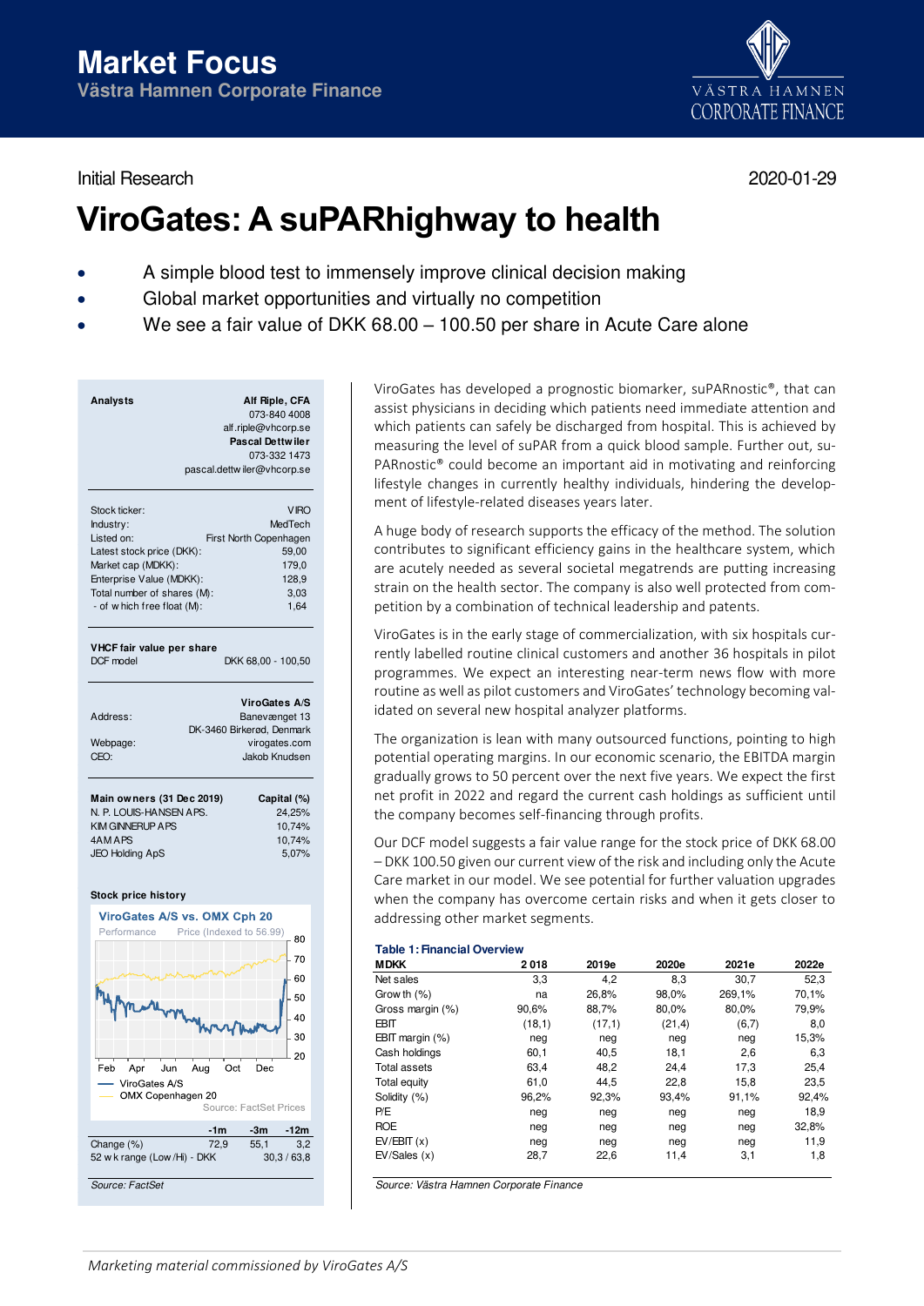# Market Focus

Västra Hamnen Corporate Finance

Initial Research

2020-01-29

# ViroGates: A suPARhighway to health

- A simple blood test to immensely improve clinical decision making
- Global market opportunities and virtually no competition
- We see a fair value of DKK 68.00 – 100.50 per share in Acute Care alone

| Analysts | |
|---|---|
| | **Alf Riple, CFA** |
| | 073-840 4008 |
| | alf.riple@vhcorp.se |
| | **Pascal Dettwiler** |
| | 073-332 1473 |
| | pascal.dettwiler@vhcorp.se |

| | |
|---|---|
| Stock ticker: | VIRO |
| Industry: | MedTech |
| Listed on: | First North Copenhagen |
| Latest stock price (DKK): | 59,00 |
| Market cap (MDKK): | 179,0 |
| Enterprise Value (MDKK): | 128,9 |
| Total number of shares (M): | 3,03 |
| - of which free float (M): | 1,64 |

| **VHCF fair value per share** | |
|---|---|
| DCF model | DKK 68,00 - 100,50 |

| | **ViroGates A/S** |
|---|---|
| Address: | Banevænget 13 |
| | DK-3460 Birkerød, Denmark |
| Webpage: | virogates.com |
| CEO: | Jakob Knudsen |

| **Main owners (31 Dec 2019)** | **Capital (%)** |
|---|---|
| N. P. LOUIS-HANSEN APS. | 24,25% |
| KIM GINNERUP APS | 10,74% |
| 4AM APS | 10,74% |
| JEO Holding ApS | 5,07% |

**Stock price history**

**ViroGates A/S vs. OMX Cph 20**

Performance — Price (Indexed to 56.99)

— ViroGates A/S
— OMX Copenhagen 20

Source: FactSet Prices

| | -1m | -3m | -12m |
|---|---|---|---|
| Change (%) | 72,9 | 55,1 | 3,2 |
| 52 wk range (Low/Hi) - DKK | | 30,3 / 63,8 | |

*Source: FactSet*

ViroGates has developed a prognostic biomarker, suPARnostic®, that can assist physicians in deciding which patients need immediate attention and which patients can safely be discharged from hospital. This is achieved by measuring the level of suPAR from a quick blood sample. Further out, suPARnostic® could become an important aid in motivating and reinforcing lifestyle changes in currently healthy individuals, hindering the development of lifestyle-related diseases years later.

A huge body of research supports the efficacy of the method. The solution contributes to significant efficiency gains in the healthcare system, which are acutely needed as several societal megatrends are putting increasing strain on the health sector. The company is also well protected from competition by a combination of technical leadership and patents.

ViroGates is in the early stage of commercialization, with six hospitals currently labelled routine clinical customers and another 36 hospitals in pilot programmes. We expect an interesting near-term news flow with more routine as well as pilot customers and ViroGates' technology becoming validated on several new hospital analyzer platforms.

The organization is lean with many outsourced functions, pointing to high potential operating margins. In our economic scenario, the EBITDA margin gradually grows to 50 percent over the next five years. We expect the first net profit in 2022 and regard the current cash holdings as sufficient until the company becomes self-financing through profits.

Our DCF model suggests a fair value range for the stock price of DKK 68.00 – DKK 100.50 given our current view of the risk and including only the Acute Care market in our model. We see potential for further valuation upgrades when the company has overcome certain risks and when it gets closer to addressing other market segments.

**Table 1: Financial Overview**

| MDKK | 2018 | 2019e | 2020e | 2021e | 2022e |
|---|---|---|---|---|---|
| Net sales | 3,3 | 4,2 | 8,3 | 30,7 | 52,3 |
| Growth (%) | na | 26,8% | 98,0% | 269,1% | 70,1% |
| Gross margin (%) | 90,6% | 88,7% | 80,0% | 80,0% | 79,9% |
| EBIT | (18,1) | (17,1) | (21,4) | (6,7) | 8,0 |
| EBIT margin (%) | neg | neg | neg | neg | 15,3% |
| Cash holdings | 60,1 | 40,5 | 18,1 | 2,6 | 6,3 |
| Total assets | 63,4 | 48,2 | 24,4 | 17,3 | 25,4 |
| Total equity | 61,0 | 44,5 | 22,8 | 15,8 | 23,5 |
| Solidity (%) | 96,2% | 92,3% | 93,4% | 91,1% | 92,4% |
| P/E | neg | neg | neg | neg | 18,9 |
| ROE | neg | neg | neg | neg | 32,8% |
| EV/EBIT (x) | neg | neg | neg | neg | 11,9 |
| EV/Sales (x) | 28,7 | 22,6 | 11,4 | 3,1 | 1,8 |

*Source: Västra Hamnen Corporate Finance*

*Marketing material commissioned by ViroGates A/S*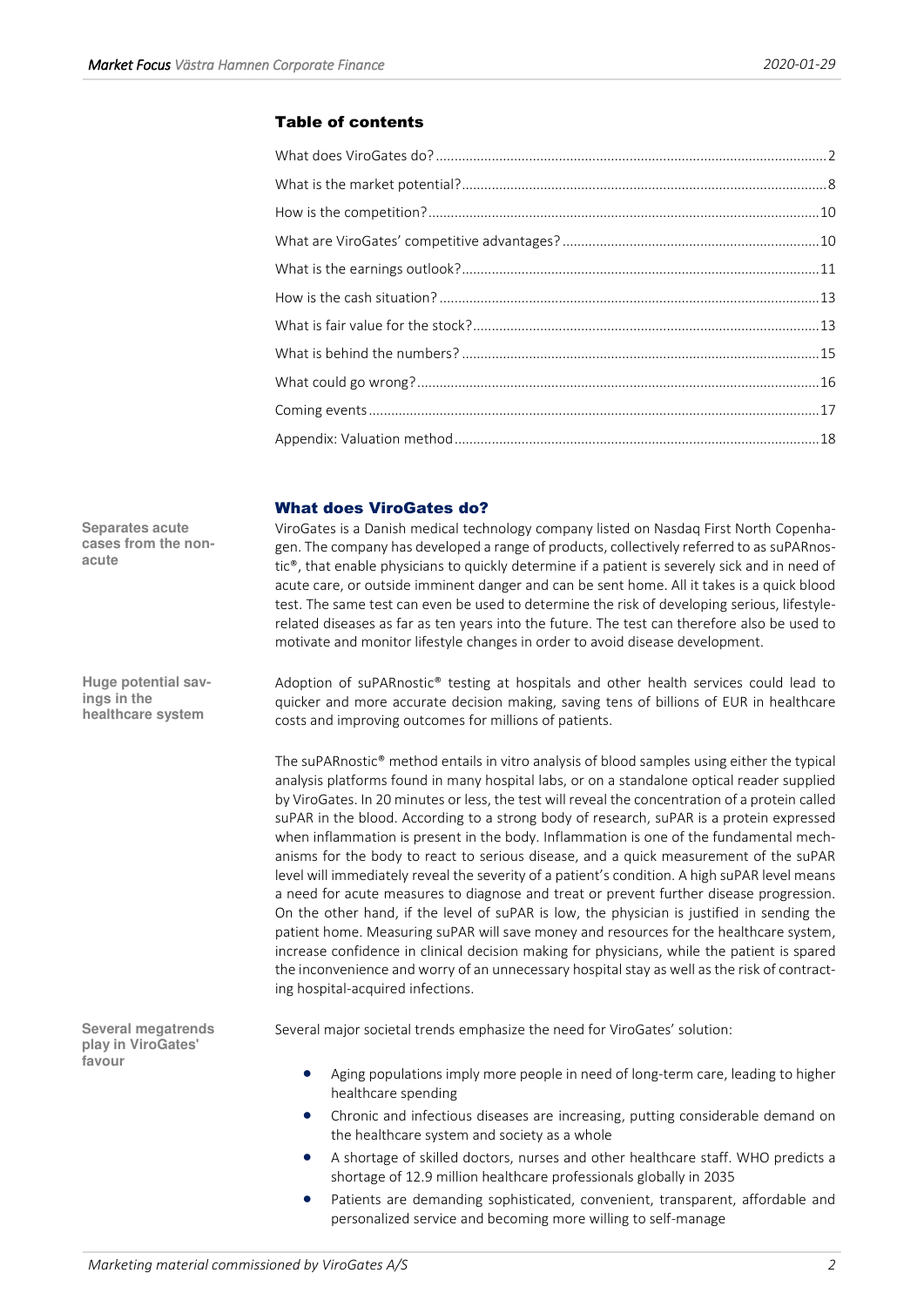## Table of contents

| | |
|---|---|
| What does ViroGates do? | 2 |
| What is the market potential? | 8 |
| How is the competition? | 10 |
| What are ViroGates' competitive advantages? | 10 |
| What is the earnings outlook? | 11 |
| How is the cash situation? | 13 |
| What is fair value for the stock? | 13 |
| What is behind the numbers? | 15 |
| What could go wrong? | 16 |
| Coming events | 17 |
| Appendix: Valuation method | 18 |

## What does ViroGates do?

**Separates acute cases from the non-acute**

ViroGates is a Danish medical technology company listed on Nasdaq First North Copenhagen. The company has developed a range of products, collectively referred to as suPARnostic®, that enable physicians to quickly determine if a patient is severely sick and in need of acute care, or outside imminent danger and can be sent home. All it takes is a quick blood test. The same test can even be used to determine the risk of developing serious, lifestyle-related diseases as far as ten years into the future. The test can therefore also be used to motivate and monitor lifestyle changes in order to avoid disease development.

**Huge potential savings in the healthcare system**

Adoption of suPARnostic® testing at hospitals and other health services could lead to quicker and more accurate decision making, saving tens of billions of EUR in healthcare costs and improving outcomes for millions of patients.

The suPARnostic® method entails in vitro analysis of blood samples using either the typical analysis platforms found in many hospital labs, or on a standalone optical reader supplied by ViroGates. In 20 minutes or less, the test will reveal the concentration of a protein called suPAR in the blood. According to a strong body of research, suPAR is a protein expressed when inflammation is present in the body. Inflammation is one of the fundamental mechanisms for the body to react to serious disease, and a quick measurement of the suPAR level will immediately reveal the severity of a patient's condition. A high suPAR level means a need for acute measures to diagnose and treat or prevent further disease progression. On the other hand, if the level of suPAR is low, the physician is justified in sending the patient home. Measuring suPAR will save money and resources for the healthcare system, increase confidence in clinical decision making for physicians, while the patient is spared the inconvenience and worry of an unnecessary hospital stay as well as the risk of contracting hospital-acquired infections.

**Several megatrends play in ViroGates' favour**

Several major societal trends emphasize the need for ViroGates' solution:

- Aging populations imply more people in need of long-term care, leading to higher healthcare spending
- Chronic and infectious diseases are increasing, putting considerable demand on the healthcare system and society as a whole
- A shortage of skilled doctors, nurses and other healthcare staff. WHO predicts a shortage of 12.9 million healthcare professionals globally in 2035
- Patients are demanding sophisticated, convenient, transparent, affordable and personalized service and becoming more willing to self-manage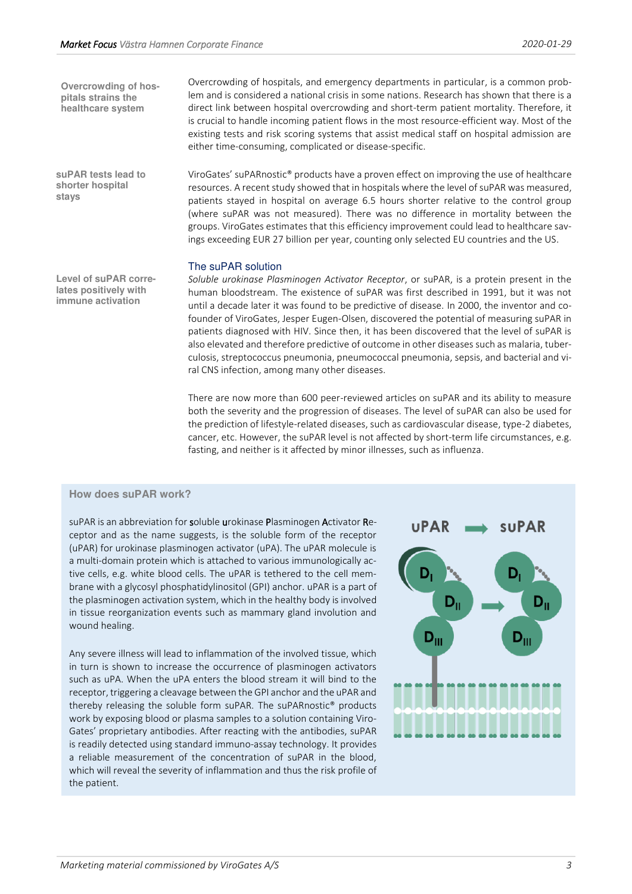**Overcrowding of hospitals strains the healthcare system**

Overcrowding of hospitals, and emergency departments in particular, is a common problem and is considered a national crisis in some nations. Research has shown that there is a direct link between hospital overcrowding and short-term patient mortality. Therefore, it is crucial to handle incoming patient flows in the most resource-efficient way. Most of the existing tests and risk scoring systems that assist medical staff on hospital admission are either time-consuming, complicated or disease-specific.

**suPAR tests lead to shorter hospital stays**

ViroGates' suPARnostic® products have a proven effect on improving the use of healthcare resources. A recent study showed that in hospitals where the level of suPAR was measured, patients stayed in hospital on average 6.5 hours shorter relative to the control group (where suPAR was not measured). There was no difference in mortality between the groups. ViroGates estimates that this efficiency improvement could lead to healthcare savings exceeding EUR 27 billion per year, counting only selected EU countries and the US.

## The suPAR solution

**Level of suPAR correlates positively with immune activation**

*Soluble urokinase Plasminogen Activator Receptor*, or suPAR, is a protein present in the human bloodstream. The existence of suPAR was first described in 1991, but it was not until a decade later it was found to be predictive of disease. In 2000, the inventor and co-founder of ViroGates, Jesper Eugen-Olsen, discovered the potential of measuring suPAR in patients diagnosed with HIV. Since then, it has been discovered that the level of suPAR is also elevated and therefore predictive of outcome in other diseases such as malaria, tuberculosis, streptococcus pneumonia, pneumococcal pneumonia, sepsis, and bacterial and viral CNS infection, among many other diseases.

There are now more than 600 peer-reviewed articles on suPAR and its ability to measure both the severity and the progression of diseases. The level of suPAR can also be used for the prediction of lifestyle-related diseases, such as cardiovascular disease, type-2 diabetes, cancer, etc. However, the suPAR level is not affected by short-term life circumstances, e.g. fasting, and neither is it affected by minor illnesses, such as influenza.

### How does suPAR work?

suPAR is an abbreviation for **s**oluble **u**rokinase **P**lasminogen **A**ctivator **R**eceptor and as the name suggests, is the soluble form of the receptor (uPAR) for urokinase plasminogen activator (uPA). The uPAR molecule is a multi-domain protein which is attached to various immunologically active cells, e.g. white blood cells. The uPAR is tethered to the cell membrane with a glycosyl phosphatidylinositol (GPI) anchor. uPAR is a part of the plasminogen activation system, which in the healthy body is involved in tissue reorganization events such as mammary gland involution and wound healing.

Any severe illness will lead to inflammation of the involved tissue, which in turn is shown to increase the occurrence of plasminogen activators such as uPA. When the uPA enters the blood stream it will bind to the receptor, triggering a cleavage between the GPI anchor and the uPAR and thereby releasing the soluble form suPAR. The suPARnostic® products work by exposing blood or plasma samples to a solution containing ViroGates' proprietary antibodies. After reacting with the antibodies, suPAR is readily detected using standard immuno-assay technology. It provides a reliable measurement of the concentration of suPAR in the blood, which will reveal the severity of inflammation and thus the risk profile of the patient.

uPAR → suPAR

$D_I$ $D_{II}$ $D_{III}$ → $D_I$ $D_{II}$ $D_{III}$

*Marketing material commissioned by ViroGates A/S*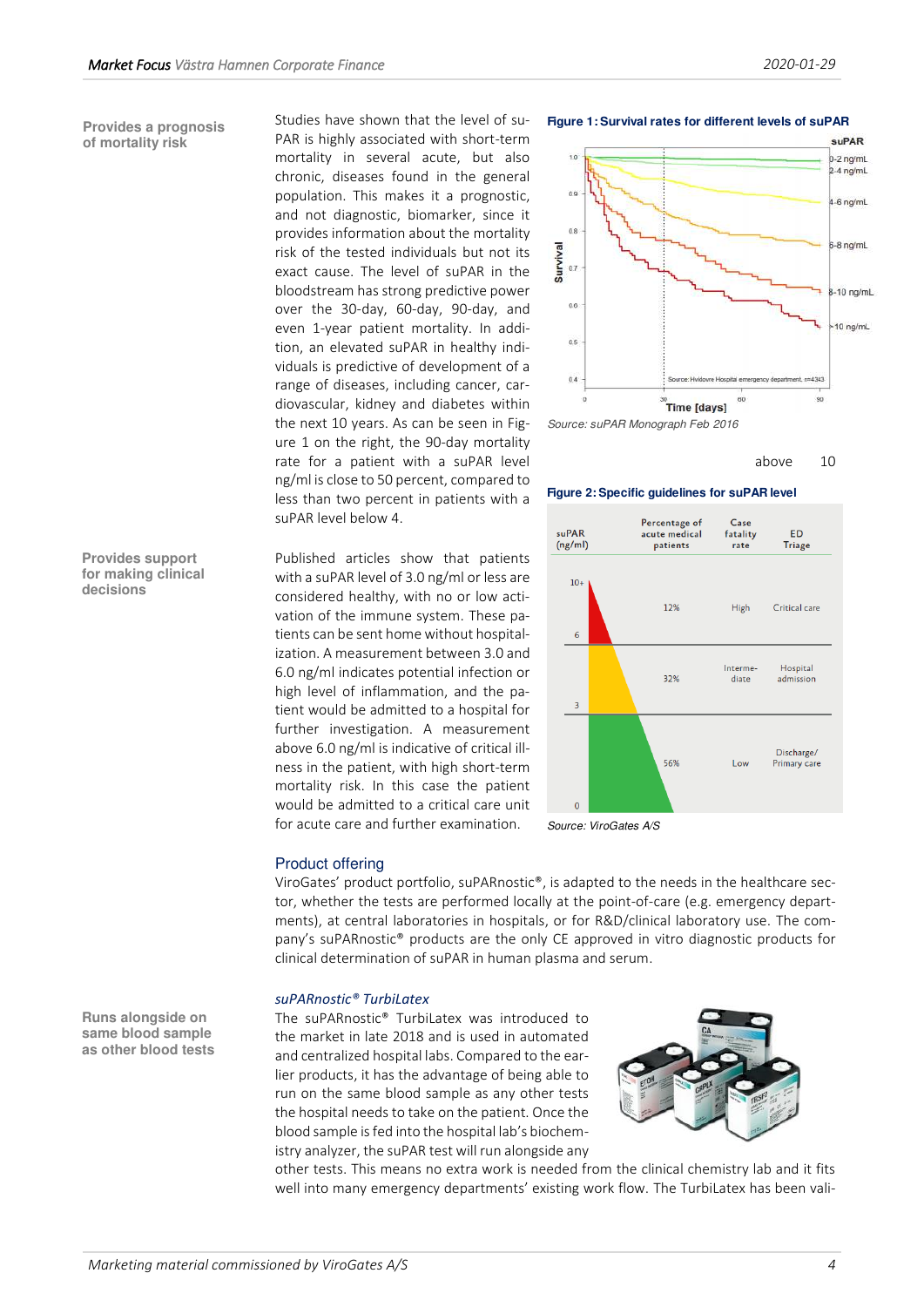**Provides a prognosis of mortality risk**

Studies have shown that the level of suPAR is highly associated with short-term mortality in several acute, but also chronic, diseases found in the general population. This makes it a prognostic, and not diagnostic, biomarker, since it provides information about the mortality risk of the tested individuals but not its exact cause. The level of suPAR in the bloodstream has strong predictive power over the 30-day, 60-day, 90-day, and even 1-year patient mortality. In addition, an elevated suPAR in healthy individuals is predictive of development of a range of diseases, including cancer, cardiovascular, kidney and diabetes within the next 10 years. As can be seen in Figure 1 on the right, the 90-day mortality rate for a patient with a suPAR level above 10 ng/ml is close to 50 percent, compared to less than two percent in patients with a suPAR level below 4.

**Figure 1: Survival rates for different levels of suPAR**

Source: suPAR Monograph Feb 2016

**Provides support for making clinical decisions**

Published articles show that patients with a suPAR level of 3.0 ng/ml or less are considered healthy, with no or low activation of the immune system. These patients can be sent home without hospitalization. A measurement between 3.0 and 6.0 ng/ml indicates potential infection or high level of inflammation, and the patient would be admitted to a hospital for further investigation. A measurement above 6.0 ng/ml is indicative of critical illness in the patient, with high short-term mortality risk. In this case the patient would be admitted to a critical care unit for acute care and further examination.

**Figure 2: Specific guidelines for suPAR level**

| suPAR (ng/ml) | Percentage of acute medical patients | Case fatality rate | ED Triage |
|---|---|---|---|
| 6–10+ | 12% | High | Critical care |
| 3–6 | 32% | Intermediate | Hospital admission |
| 0–3 | 56% | Low | Discharge/ Primary care |

Source: ViroGates A/S

## Product offering

ViroGates' product portfolio, suPARnostic®, is adapted to the needs in the healthcare sector, whether the tests are performed locally at the point-of-care (e.g. emergency departments), at central laboratories in hospitals, or for R&D/clinical laboratory use. The company's suPARnostic® products are the only CE approved in vitro diagnostic products for clinical determination of suPAR in human plasma and serum.

### *suPARnostic® TurbiLatex*

**Runs alongside on same blood sample as other blood tests**

The suPARnostic® TurbiLatex was introduced to the market in late 2018 and is used in automated and centralized hospital labs. Compared to the earlier products, it has the advantage of being able to run on the same blood sample as any other tests the hospital needs to take on the patient. Once the blood sample is fed into the hospital lab's biochemistry analyzer, the suPAR test will run alongside any other tests. This means no extra work is needed from the clinical chemistry lab and it fits well into many emergency departments' existing work flow. The TurbiLatex has been vali-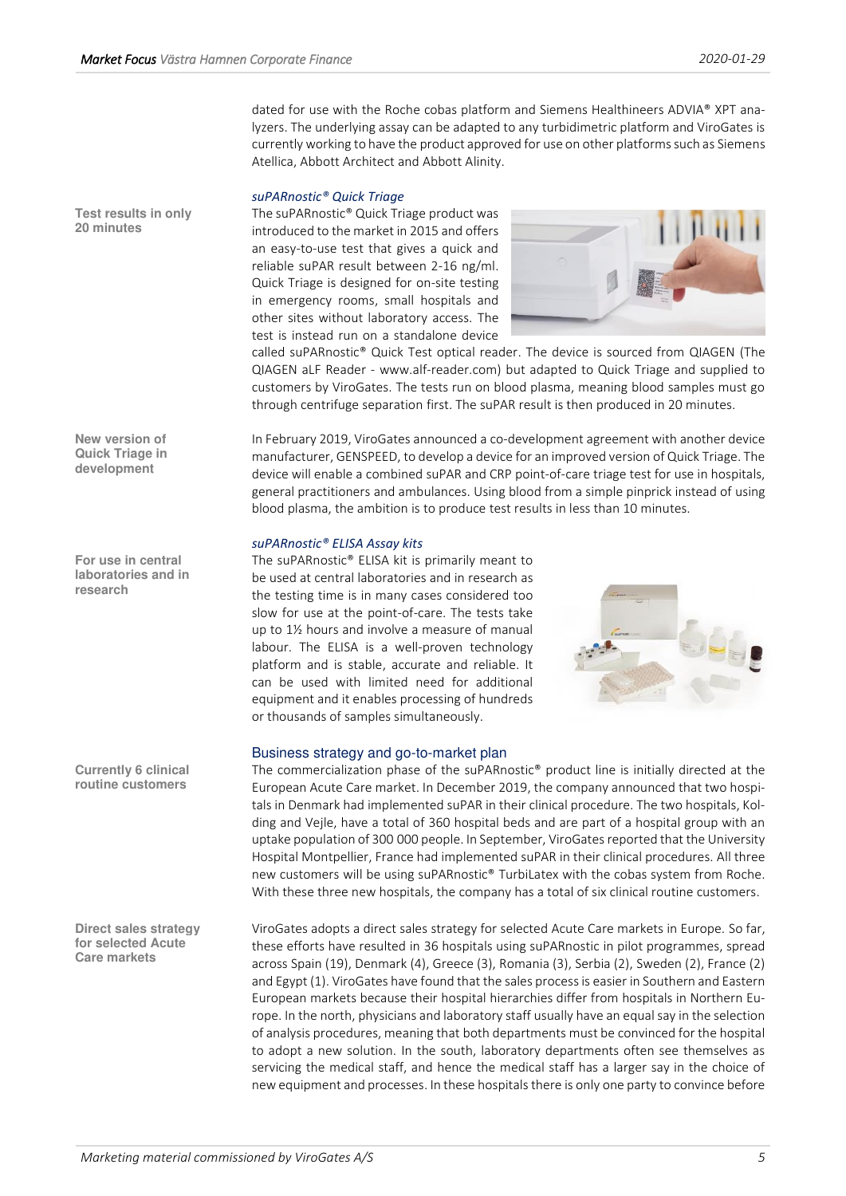dated for use with the Roche cobas platform and Siemens Healthineers ADVIA® XPT analyzers. The underlying assay can be adapted to any turbidimetric platform and ViroGates is currently working to have the product approved for use on other platforms such as Siemens Atellica, Abbott Architect and Abbott Alinity.

### *suPARnostic® Quick Triage*

**Test results in only 20 minutes**

The suPARnostic® Quick Triage product was introduced to the market in 2015 and offers an easy-to-use test that gives a quick and reliable suPAR result between 2-16 ng/ml. Quick Triage is designed for on-site testing in emergency rooms, small hospitals and other sites without laboratory access. The test is instead run on a standalone device called suPARnostic® Quick Test optical reader. The device is sourced from QIAGEN (The QIAGEN aLF Reader - www.alf-reader.com) but adapted to Quick Triage and supplied to customers by ViroGates. The tests run on blood plasma, meaning blood samples must go through centrifuge separation first. The suPAR result is then produced in 20 minutes.

**New version of Quick Triage in development**

In February 2019, ViroGates announced a co-development agreement with another device manufacturer, GENSPEED, to develop a device for an improved version of Quick Triage. The device will enable a combined suPAR and CRP point-of-care triage test for use in hospitals, general practitioners and ambulances. Using blood from a simple pinprick instead of using blood plasma, the ambition is to produce test results in less than 10 minutes.

### *suPARnostic® ELISA Assay kits*

**For use in central laboratories and in research**

The suPARnostic® ELISA kit is primarily meant to be used at central laboratories and in research as the testing time is in many cases considered too slow for use at the point-of-care. The tests take up to 1½ hours and involve a measure of manual labour. The ELISA is a well-proven technology platform and is stable, accurate and reliable. It can be used with limited need for additional equipment and it enables processing of hundreds or thousands of samples simultaneously.

## Business strategy and go-to-market plan

**Currently 6 clinical routine customers**

The commercialization phase of the suPARnostic® product line is initially directed at the European Acute Care market. In December 2019, the company announced that two hospitals in Denmark had implemented suPAR in their clinical procedure. The two hospitals, Kolding and Vejle, have a total of 360 hospital beds and are part of a hospital group with an uptake population of 300 000 people. In September, ViroGates reported that the University Hospital Montpellier, France had implemented suPAR in their clinical procedures. All three new customers will be using suPARnostic® TurbiLatex with the cobas system from Roche. With these three new hospitals, the company has a total of six clinical routine customers.

**Direct sales strategy for selected Acute Care markets**

ViroGates adopts a direct sales strategy for selected Acute Care markets in Europe. So far, these efforts have resulted in 36 hospitals using suPARnostic in pilot programmes, spread across Spain (19), Denmark (4), Greece (3), Romania (3), Serbia (2), Sweden (2), France (2) and Egypt (1). ViroGates have found that the sales process is easier in Southern and Eastern European markets because their hospital hierarchies differ from hospitals in Northern Europe. In the north, physicians and laboratory staff usually have an equal say in the selection of analysis procedures, meaning that both departments must be convinced for the hospital to adopt a new solution. In the south, laboratory departments often see themselves as servicing the medical staff, and hence the medical staff has a larger say in the choice of new equipment and processes. In these hospitals there is only one party to convince before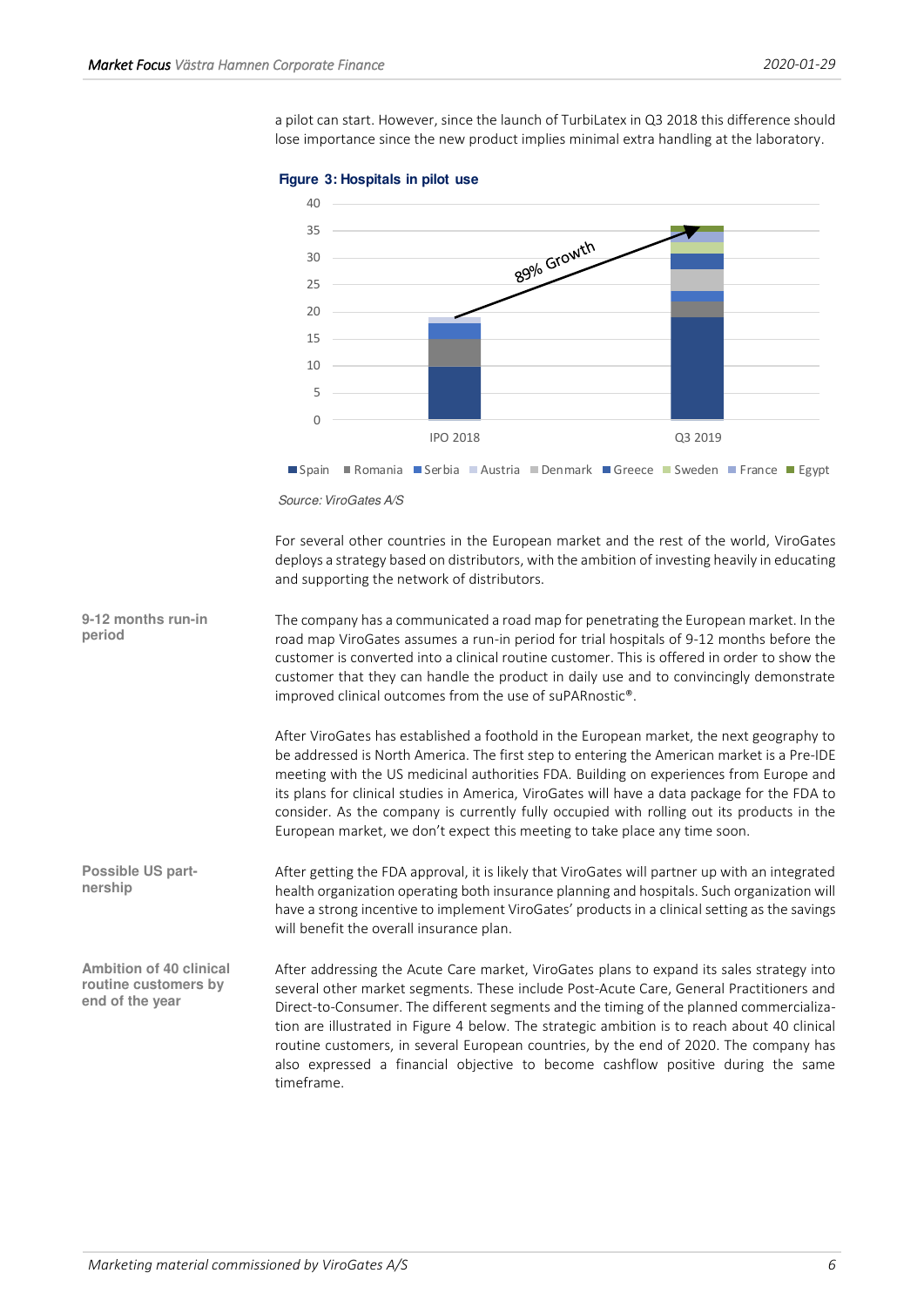a pilot can start. However, since the launch of TurbiLatex in Q3 2018 this difference should lose importance since the new product implies minimal extra handling at the laboratory.

**Figure 3: Hospitals in pilot use**

Source: ViroGates A/S

For several other countries in the European market and the rest of the world, ViroGates deploys a strategy based on distributors, with the ambition of investing heavily in educating and supporting the network of distributors.

**9-12 months run-in period**

The company has a communicated a road map for penetrating the European market. In the road map ViroGates assumes a run-in period for trial hospitals of 9-12 months before the customer is converted into a clinical routine customer. This is offered in order to show the customer that they can handle the product in daily use and to convincingly demonstrate improved clinical outcomes from the use of suPARnostic®.

After ViroGates has established a foothold in the European market, the next geography to be addressed is North America. The first step to entering the American market is a Pre-IDE meeting with the US medicinal authorities FDA. Building on experiences from Europe and its plans for clinical studies in America, ViroGates will have a data package for the FDA to consider. As the company is currently fully occupied with rolling out its products in the European market, we don't expect this meeting to take place any time soon.

**Possible US partnership**

After getting the FDA approval, it is likely that ViroGates will partner up with an integrated health organization operating both insurance planning and hospitals. Such organization will have a strong incentive to implement ViroGates' products in a clinical setting as the savings will benefit the overall insurance plan.

**Ambition of 40 clinical routine customers by end of the year**

After addressing the Acute Care market, ViroGates plans to expand its sales strategy into several other market segments. These include Post-Acute Care, General Practitioners and Direct-to-Consumer. The different segments and the timing of the planned commercialization are illustrated in Figure 4 below. The strategic ambition is to reach about 40 clinical routine customers, in several European countries, by the end of 2020. The company has also expressed a financial objective to become cashflow positive during the same timeframe.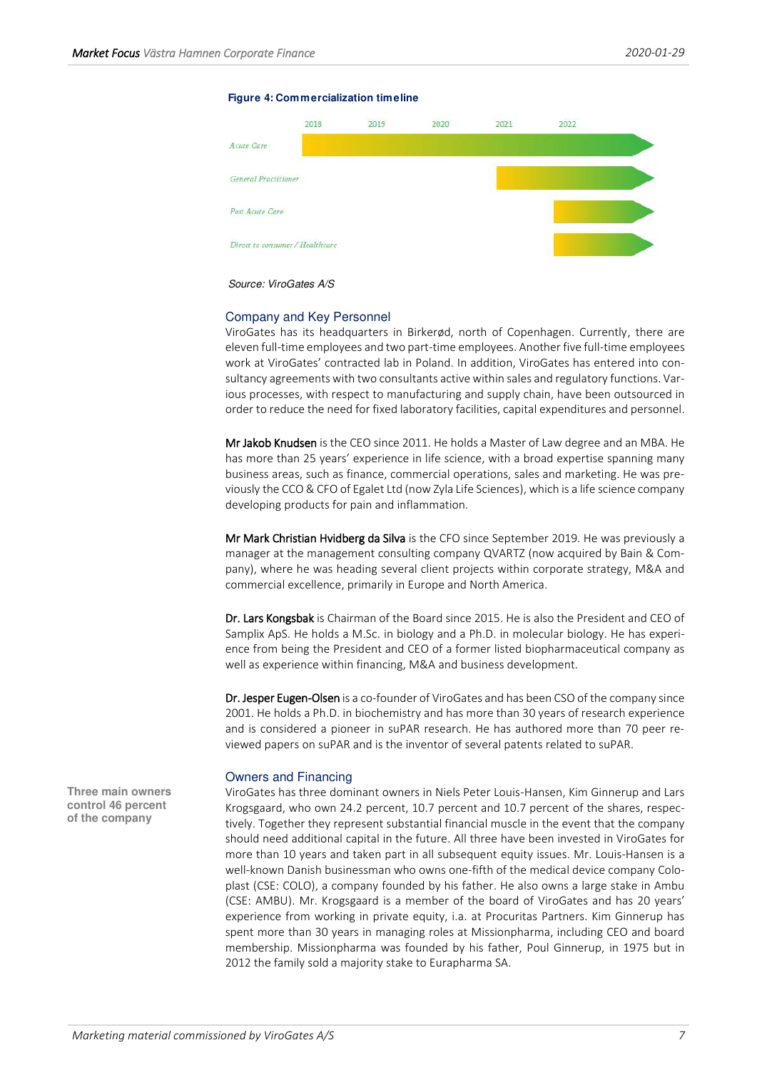**Figure 4: Commercialization timeline**

| | 2018 | 2019 | 2020 | 2021 | 2022 |
|---|---|---|---|---|---|
| *Acute Care* | ■ | ■ | ■ | ■ | ■ |
| *General Practitioner* | | | | ■ | ■ |
| *Post Acute Care* | | | | | ■ |
| *Direct to consumer / Healthcare* | | | | | ■ |

*Source: ViroGates A/S*

## Company and Key Personnel

ViroGates has its headquarters in Birkerød, north of Copenhagen. Currently, there are eleven full-time employees and two part-time employees. Another five full-time employees work at ViroGates' contracted lab in Poland. In addition, ViroGates has entered into consultancy agreements with two consultants active within sales and regulatory functions. Various processes, with respect to manufacturing and supply chain, have been outsourced in order to reduce the need for fixed laboratory facilities, capital expenditures and personnel.

**Mr Jakob Knudsen** is the CEO since 2011. He holds a Master of Law degree and an MBA. He has more than 25 years' experience in life science, with a broad expertise spanning many business areas, such as finance, commercial operations, sales and marketing. He was previously the CCO & CFO of Egalet Ltd (now Zyla Life Sciences), which is a life science company developing products for pain and inflammation.

**Mr Mark Christian Hvidberg da Silva** is the CFO since September 2019. He was previously a manager at the management consulting company QVARTZ (now acquired by Bain & Company), where he was heading several client projects within corporate strategy, M&A and commercial excellence, primarily in Europe and North America.

**Dr. Lars Kongsbak** is Chairman of the Board since 2015. He is also the President and CEO of Samplix ApS. He holds a M.Sc. in biology and a Ph.D. in molecular biology. He has experience from being the President and CEO of a former listed biopharmaceutical company as well as experience within financing, M&A and business development.

**Dr. Jesper Eugen-Olsen** is a co-founder of ViroGates and has been CSO of the company since 2001. He holds a Ph.D. in biochemistry and has more than 30 years of research experience and is considered a pioneer in suPAR research. He has authored more than 70 peer reviewed papers on suPAR and is the inventor of several patents related to suPAR.

## Owners and Financing

**Three main owners control 46 percent of the company**

ViroGates has three dominant owners in Niels Peter Louis-Hansen, Kim Ginnerup and Lars Krogsgaard, who own 24.2 percent, 10.7 percent and 10.7 percent of the shares, respectively. Together they represent substantial financial muscle in the event that the company should need additional capital in the future. All three have been invested in ViroGates for more than 10 years and taken part in all subsequent equity issues. Mr. Louis-Hansen is a well-known Danish businessman who owns one-fifth of the medical device company Coloplast (CSE: COLO), a company founded by his father. He also owns a large stake in Ambu (CSE: AMBU). Mr. Krogsgaard is a member of the board of ViroGates and has 20 years' experience from working in private equity, i.a. at Procuritas Partners. Kim Ginnerup has spent more than 30 years in managing roles at Missionpharma, including CEO and board membership. Missionpharma was founded by his father, Poul Ginnerup, in 1975 but in 2012 the family sold a majority stake to Eurapharma SA.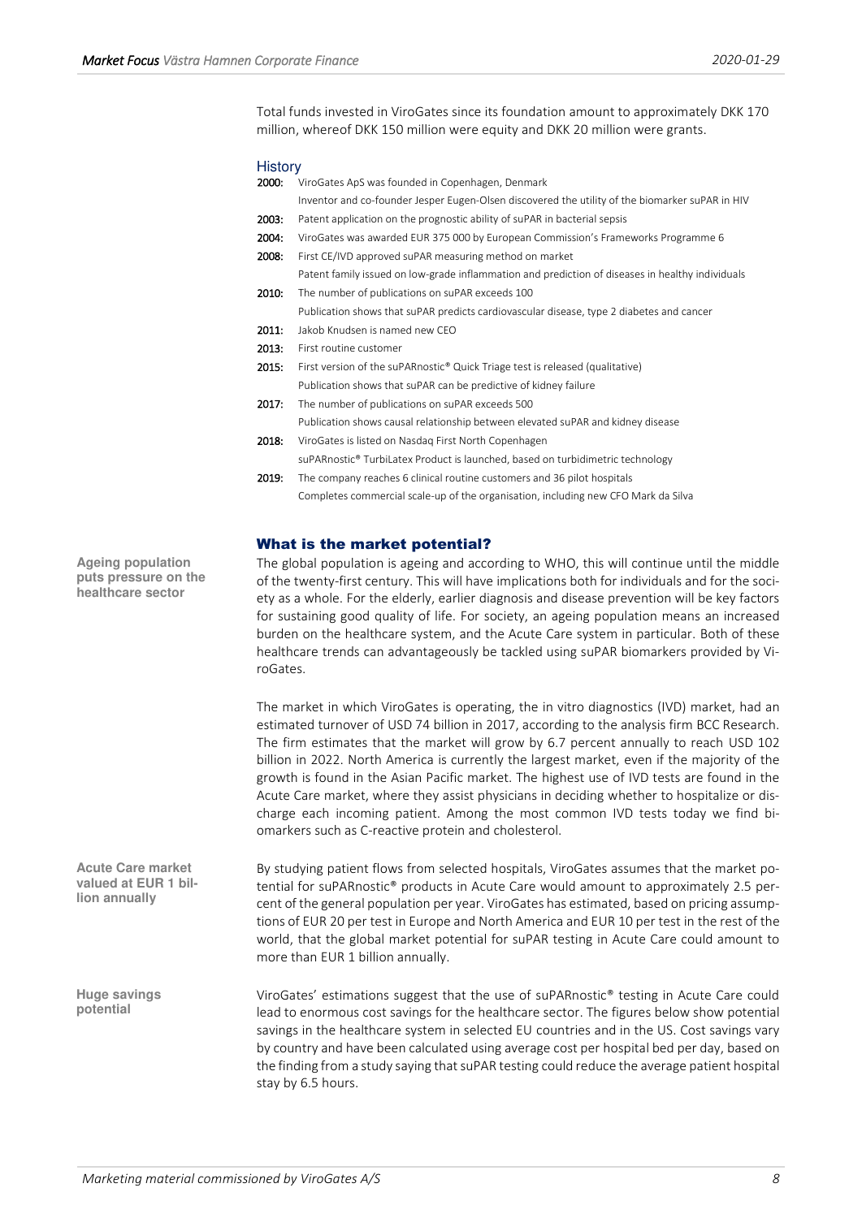Total funds invested in ViroGates since its foundation amount to approximately DKK 170 million, whereof DKK 150 million were equity and DKK 20 million were grants.

### History

| | |
|---|---|
| **2000:** | ViroGates ApS was founded in Copenhagen, Denmark |
| | Inventor and co-founder Jesper Eugen-Olsen discovered the utility of the biomarker suPAR in HIV |
| **2003:** | Patent application on the prognostic ability of suPAR in bacterial sepsis |
| **2004:** | ViroGates was awarded EUR 375 000 by European Commission's Frameworks Programme 6 |
| **2008:** | First CE/IVD approved suPAR measuring method on market |
| | Patent family issued on low-grade inflammation and prediction of diseases in healthy individuals |
| **2010:** | The number of publications on suPAR exceeds 100 |
| | Publication shows that suPAR predicts cardiovascular disease, type 2 diabetes and cancer |
| **2011:** | Jakob Knudsen is named new CEO |
| **2013:** | First routine customer |
| **2015:** | First version of the suPARnostic® Quick Triage test is released (qualitative) |
| | Publication shows that suPAR can be predictive of kidney failure |
| **2017:** | The number of publications on suPAR exceeds 500 |
| | Publication shows causal relationship between elevated suPAR and kidney disease |
| **2018:** | ViroGates is listed on Nasdaq First North Copenhagen |
| | suPARnostic® TurbiLatex Product is launched, based on turbidimetric technology |
| **2019:** | The company reaches 6 clinical routine customers and 36 pilot hospitals |
| | Completes commercial scale-up of the organisation, including new CFO Mark da Silva |

## What is the market potential?

**Ageing population puts pressure on the healthcare sector**

The global population is ageing and according to WHO, this will continue until the middle of the twenty-first century. This will have implications both for individuals and for the society as a whole. For the elderly, earlier diagnosis and disease prevention will be key factors for sustaining good quality of life. For society, an ageing population means an increased burden on the healthcare system, and the Acute Care system in particular. Both of these healthcare trends can advantageously be tackled using suPAR biomarkers provided by ViroGates.

The market in which ViroGates is operating, the in vitro diagnostics (IVD) market, had an estimated turnover of USD 74 billion in 2017, according to the analysis firm BCC Research. The firm estimates that the market will grow by 6.7 percent annually to reach USD 102 billion in 2022. North America is currently the largest market, even if the majority of the growth is found in the Asian Pacific market. The highest use of IVD tests are found in the Acute Care market, where they assist physicians in deciding whether to hospitalize or discharge each incoming patient. Among the most common IVD tests today we find biomarkers such as C-reactive protein and cholesterol.

**Acute Care market valued at EUR 1 billion annually**

By studying patient flows from selected hospitals, ViroGates assumes that the market potential for suPARnostic® products in Acute Care would amount to approximately 2.5 percent of the general population per year. ViroGates has estimated, based on pricing assumptions of EUR 20 per test in Europe and North America and EUR 10 per test in the rest of the world, that the global market potential for suPAR testing in Acute Care could amount to more than EUR 1 billion annually.

**Huge savings potential**

ViroGates' estimations suggest that the use of suPARnostic® testing in Acute Care could lead to enormous cost savings for the healthcare sector. The figures below show potential savings in the healthcare system in selected EU countries and in the US. Cost savings vary by country and have been calculated using average cost per hospital bed per day, based on the finding from a study saying that suPAR testing could reduce the average patient hospital stay by 6.5 hours.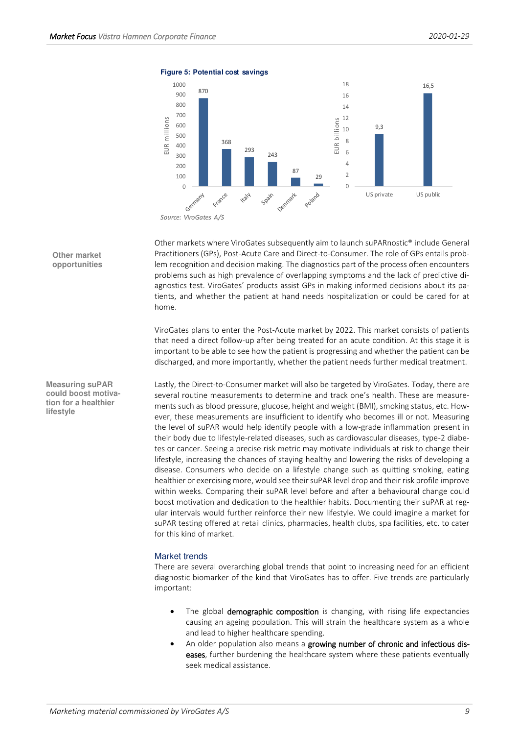**Figure 5: Potential cost savings**

| Country | EUR millions |
|---|---|
| Germany | 870 |
| France | 368 |
| Italy | 293 |
| Spain | 243 |
| Denmark | 87 |
| Poland | 29 |

| Market | EUR billions |
|---|---|
| US private | 9,3 |
| US public | 16,5 |

*Source: ViroGates A/S*

**Other market opportunities**

Other markets where ViroGates subsequently aim to launch suPARnostic® include General Practitioners (GPs), Post-Acute Care and Direct-to-Consumer. The role of GPs entails problem recognition and decision making. The diagnostics part of the process often encounters problems such as high prevalence of overlapping symptoms and the lack of predictive diagnostics test. ViroGates' products assist GPs in making informed decisions about its patients, and whether the patient at hand needs hospitalization or could be cared for at home.

ViroGates plans to enter the Post-Acute market by 2022. This market consists of patients that need a direct follow-up after being treated for an acute condition. At this stage it is important to be able to see how the patient is progressing and whether the patient can be discharged, and more importantly, whether the patient needs further medical treatment.

**Measuring suPAR could boost motivation for a healthier lifestyle**

Lastly, the Direct-to-Consumer market will also be targeted by ViroGates. Today, there are several routine measurements to determine and track one's health. These are measurements such as blood pressure, glucose, height and weight (BMI), smoking status, etc. However, these measurements are insufficient to identify who becomes ill or not. Measuring the level of suPAR would help identify people with a low-grade inflammation present in their body due to lifestyle-related diseases, such as cardiovascular diseases, type-2 diabetes or cancer. Seeing a precise risk metric may motivate individuals at risk to change their lifestyle, increasing the chances of staying healthy and lowering the risks of developing a disease. Consumers who decide on a lifestyle change such as quitting smoking, eating healthier or exercising more, would see their suPAR level drop and their risk profile improve within weeks. Comparing their suPAR level before and after a behavioural change could boost motivation and dedication to the healthier habits. Documenting their suPAR at regular intervals would further reinforce their new lifestyle. We could imagine a market for suPAR testing offered at retail clinics, pharmacies, health clubs, spa facilities, etc. to cater for this kind of market.

## Market trends

There are several overarching global trends that point to increasing need for an efficient diagnostic biomarker of the kind that ViroGates has to offer. Five trends are particularly important:

- The global **demographic composition** is changing, with rising life expectancies causing an ageing population. This will strain the healthcare system as a whole and lead to higher healthcare spending.
- An older population also means a **growing number of chronic and infectious diseases**, further burdening the healthcare system where these patients eventually seek medical assistance.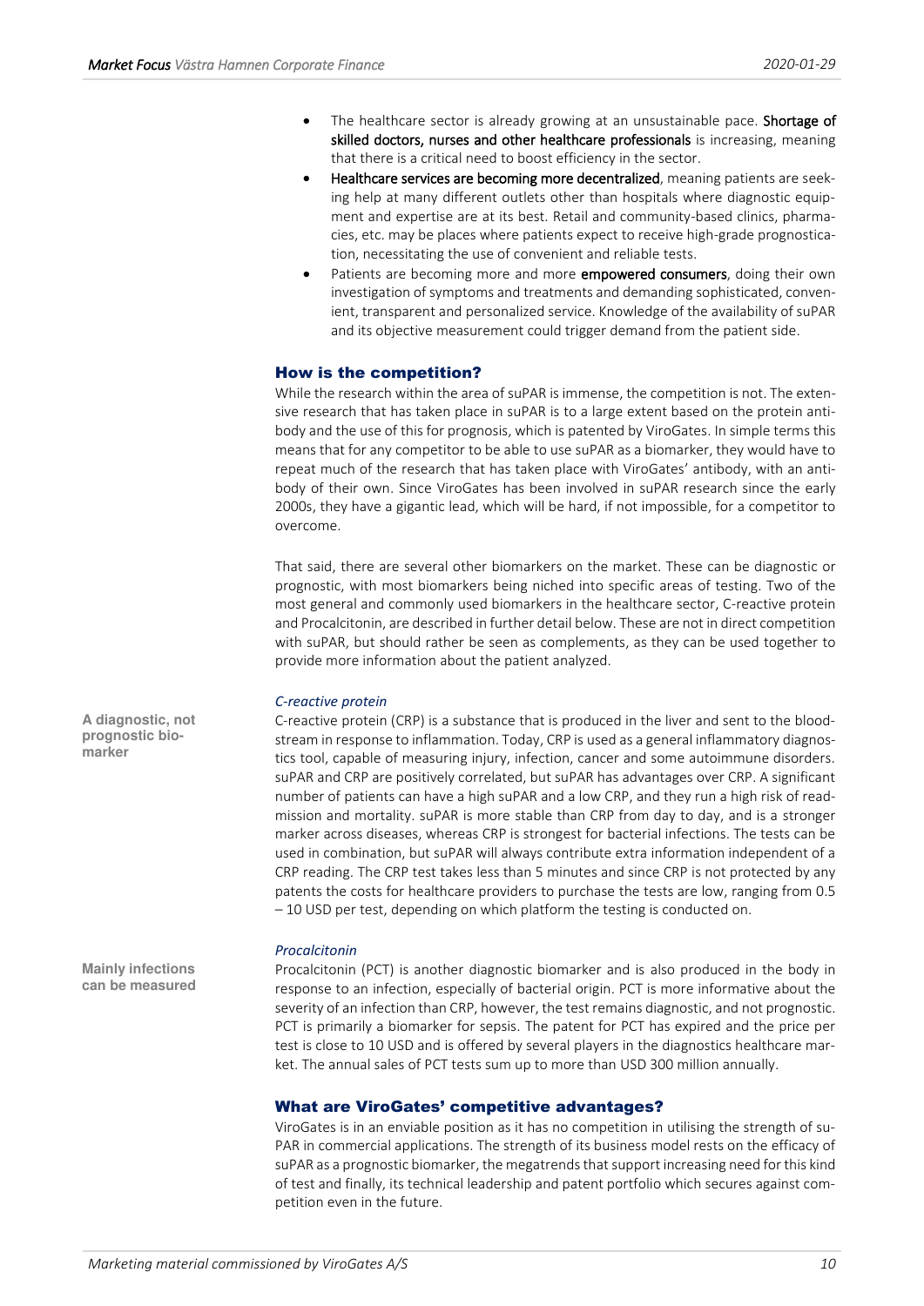- The healthcare sector is already growing at an unsustainable pace. **Shortage of skilled doctors, nurses and other healthcare professionals** is increasing, meaning that there is a critical need to boost efficiency in the sector.
- **Healthcare services are becoming more decentralized**, meaning patients are seeking help at many different outlets other than hospitals where diagnostic equipment and expertise are at its best. Retail and community-based clinics, pharmacies, etc. may be places where patients expect to receive high-grade prognostication, necessitating the use of convenient and reliable tests.
- Patients are becoming more and more **empowered consumers**, doing their own investigation of symptoms and treatments and demanding sophisticated, convenient, transparent and personalized service. Knowledge of the availability of suPAR and its objective measurement could trigger demand from the patient side.

## How is the competition?

While the research within the area of suPAR is immense, the competition is not. The extensive research that has taken place in suPAR is to a large extent based on the protein antibody and the use of this for prognosis, which is patented by ViroGates. In simple terms this means that for any competitor to be able to use suPAR as a biomarker, they would have to repeat much of the research that has taken place with ViroGates' antibody, with an antibody of their own. Since ViroGates has been involved in suPAR research since the early 2000s, they have a gigantic lead, which will be hard, if not impossible, for a competitor to overcome.

That said, there are several other biomarkers on the market. These can be diagnostic or prognostic, with most biomarkers being niched into specific areas of testing. Two of the most general and commonly used biomarkers in the healthcare sector, C-reactive protein and Procalcitonin, are described in further detail below. These are not in direct competition with suPAR, but should rather be seen as complements, as they can be used together to provide more information about the patient analyzed.

### *C-reactive protein*

**A diagnostic, not prognostic biomarker**

C-reactive protein (CRP) is a substance that is produced in the liver and sent to the bloodstream in response to inflammation. Today, CRP is used as a general inflammatory diagnostics tool, capable of measuring injury, infection, cancer and some autoimmune disorders. suPAR and CRP are positively correlated, but suPAR has advantages over CRP. A significant number of patients can have a high suPAR and a low CRP, and they run a high risk of readmission and mortality. suPAR is more stable than CRP from day to day, and is a stronger marker across diseases, whereas CRP is strongest for bacterial infections. The tests can be used in combination, but suPAR will always contribute extra information independent of a CRP reading. The CRP test takes less than 5 minutes and since CRP is not protected by any patents the costs for healthcare providers to purchase the tests are low, ranging from 0.5 – 10 USD per test, depending on which platform the testing is conducted on.

### *Procalcitonin*

**Mainly infections can be measured**

Procalcitonin (PCT) is another diagnostic biomarker and is also produced in the body in response to an infection, especially of bacterial origin. PCT is more informative about the severity of an infection than CRP, however, the test remains diagnostic, and not prognostic. PCT is primarily a biomarker for sepsis. The patent for PCT has expired and the price per test is close to 10 USD and is offered by several players in the diagnostics healthcare market. The annual sales of PCT tests sum up to more than USD 300 million annually.

## What are ViroGates' competitive advantages?

ViroGates is in an enviable position as it has no competition in utilising the strength of suPAR in commercial applications. The strength of its business model rests on the efficacy of suPAR as a prognostic biomarker, the megatrends that support increasing need for this kind of test and finally, its technical leadership and patent portfolio which secures against competition even in the future.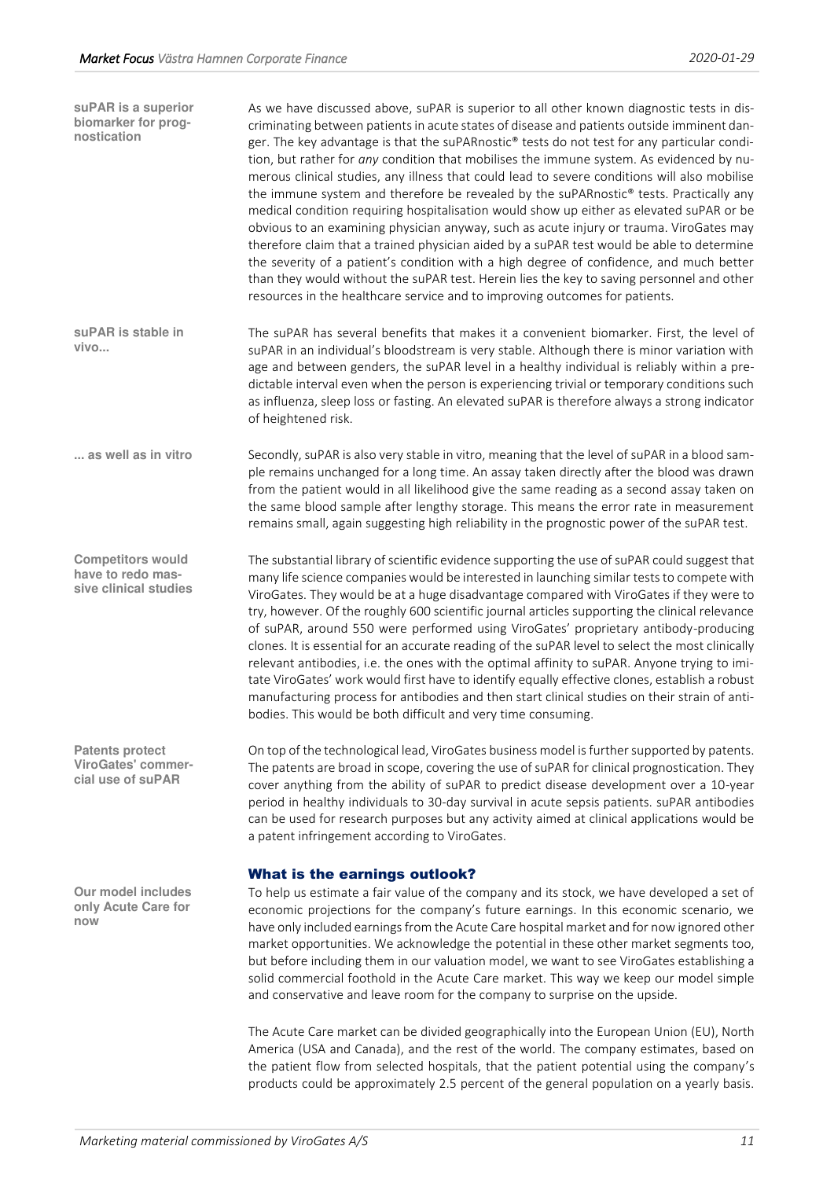**suPAR is a superior biomarker for prognostication**

As we have discussed above, suPAR is superior to all other known diagnostic tests in discriminating between patients in acute states of disease and patients outside imminent danger. The key advantage is that the suPARnostic® tests do not test for any particular condition, but rather for *any* condition that mobilises the immune system. As evidenced by numerous clinical studies, any illness that could lead to severe conditions will also mobilise the immune system and therefore be revealed by the suPARnostic® tests. Practically any medical condition requiring hospitalisation would show up either as elevated suPAR or be obvious to an examining physician anyway, such as acute injury or trauma. ViroGates may therefore claim that a trained physician aided by a suPAR test would be able to determine the severity of a patient's condition with a high degree of confidence, and much better than they would without the suPAR test. Herein lies the key to saving personnel and other resources in the healthcare service and to improving outcomes for patients.

**suPAR is stable in vivo...**

The suPAR has several benefits that makes it a convenient biomarker. First, the level of suPAR in an individual's bloodstream is very stable. Although there is minor variation with age and between genders, the suPAR level in a healthy individual is reliably within a predictable interval even when the person is experiencing trivial or temporary conditions such as influenza, sleep loss or fasting. An elevated suPAR is therefore always a strong indicator of heightened risk.

**... as well as in vitro**

Secondly, suPAR is also very stable in vitro, meaning that the level of suPAR in a blood sample remains unchanged for a long time. An assay taken directly after the blood was drawn from the patient would in all likelihood give the same reading as a second assay taken on the same blood sample after lengthy storage. This means the error rate in measurement remains small, again suggesting high reliability in the prognostic power of the suPAR test.

**Competitors would have to redo massive clinical studies**

The substantial library of scientific evidence supporting the use of suPAR could suggest that many life science companies would be interested in launching similar tests to compete with ViroGates. They would be at a huge disadvantage compared with ViroGates if they were to try, however. Of the roughly 600 scientific journal articles supporting the clinical relevance of suPAR, around 550 were performed using ViroGates' proprietary antibody-producing clones. It is essential for an accurate reading of the suPAR level to select the most clinically relevant antibodies, i.e. the ones with the optimal affinity to suPAR. Anyone trying to imitate ViroGates' work would first have to identify equally effective clones, establish a robust manufacturing process for antibodies and then start clinical studies on their strain of antibodies. This would be both difficult and very time consuming.

**Patents protect ViroGates' commercial use of suPAR**

On top of the technological lead, ViroGates business model is further supported by patents. The patents are broad in scope, covering the use of suPAR for clinical prognostication. They cover anything from the ability of suPAR to predict disease development over a 10-year period in healthy individuals to 30-day survival in acute sepsis patients. suPAR antibodies can be used for research purposes but any activity aimed at clinical applications would be a patent infringement according to ViroGates.

## What is the earnings outlook?

**Our model includes only Acute Care for now**

To help us estimate a fair value of the company and its stock, we have developed a set of economic projections for the company's future earnings. In this economic scenario, we have only included earnings from the Acute Care hospital market and for now ignored other market opportunities. We acknowledge the potential in these other market segments too, but before including them in our valuation model, we want to see ViroGates establishing a solid commercial foothold in the Acute Care market. This way we keep our model simple and conservative and leave room for the company to surprise on the upside.

The Acute Care market can be divided geographically into the European Union (EU), North America (USA and Canada), and the rest of the world. The company estimates, based on the patient flow from selected hospitals, that the patient potential using the company's products could be approximately 2.5 percent of the general population on a yearly basis.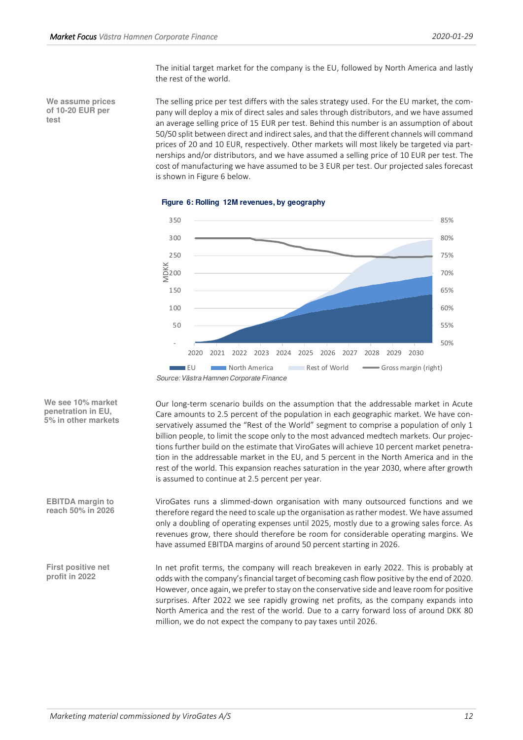The initial target market for the company is the EU, followed by North America and lastly the rest of the world.

**We assume prices of 10-20 EUR per test**

The selling price per test differs with the sales strategy used. For the EU market, the company will deploy a mix of direct sales and sales through distributors, and we have assumed an average selling price of 15 EUR per test. Behind this number is an assumption of about 50/50 split between direct and indirect sales, and that the different channels will command prices of 20 and 10 EUR, respectively. Other markets will most likely be targeted via partnerships and/or distributors, and we have assumed a selling price of 10 EUR per test. The cost of manufacturing we have assumed to be 3 EUR per test. Our projected sales forecast is shown in Figure 6 below.

**Figure 6: Rolling 12M revenues, by geography**

*Source: Västra Hamnen Corporate Finance*

**We see 10% market penetration in EU, 5% in other markets**

Our long-term scenario builds on the assumption that the addressable market in Acute Care amounts to 2.5 percent of the population in each geographic market. We have conservatively assumed the "Rest of the World" segment to comprise a population of only 1 billion people, to limit the scope only to the most advanced medtech markets. Our projections further build on the estimate that ViroGates will achieve 10 percent market penetration in the addressable market in the EU, and 5 percent in the North America and in the rest of the world. This expansion reaches saturation in the year 2030, where after growth is assumed to continue at 2.5 percent per year.

**EBITDA margin to reach 50% in 2026**

ViroGates runs a slimmed-down organisation with many outsourced functions and we therefore regard the need to scale up the organisation as rather modest. We have assumed only a doubling of operating expenses until 2025, mostly due to a growing sales force. As revenues grow, there should therefore be room for considerable operating margins. We have assumed EBITDA margins of around 50 percent starting in 2026.

**First positive net profit in 2022**

In net profit terms, the company will reach breakeven in early 2022. This is probably at odds with the company's financial target of becoming cash flow positive by the end of 2020. However, once again, we prefer to stay on the conservative side and leave room for positive surprises. After 2022 we see rapidly growing net profits, as the company expands into North America and the rest of the world. Due to a carry forward loss of around DKK 80 million, we do not expect the company to pay taxes until 2026.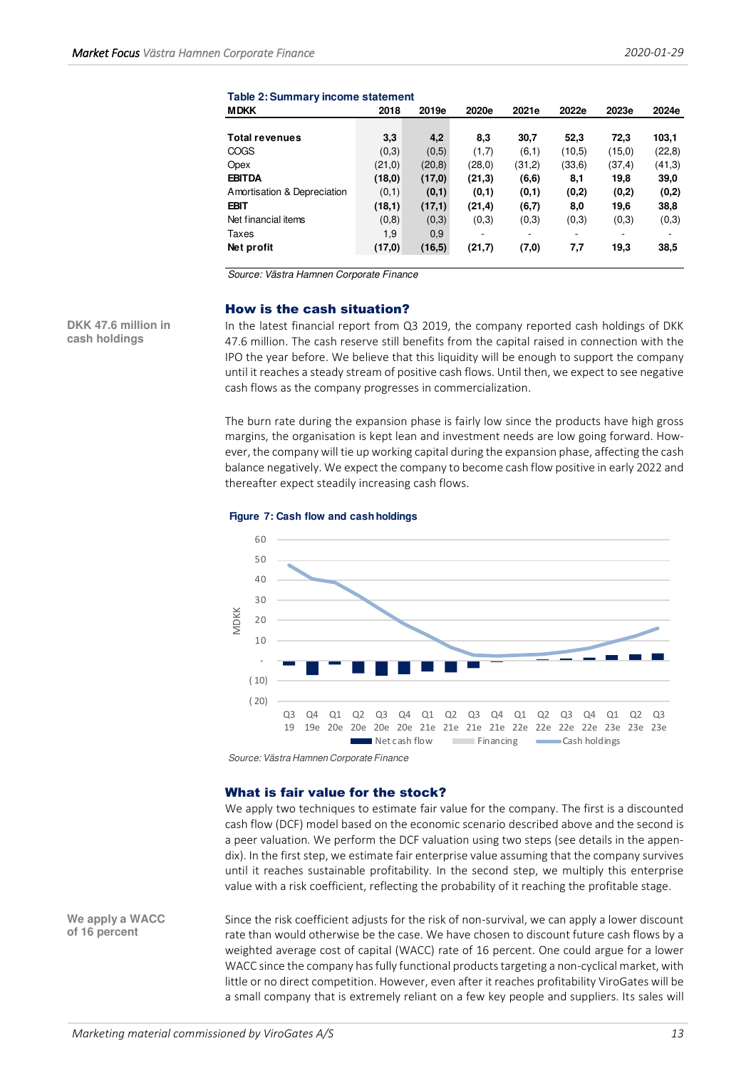**Table 2: Summary income statement**

| MDKK | 2018 | 2019e | 2020e | 2021e | 2022e | 2023e | 2024e |
|---|---|---|---|---|---|---|---|
| **Total revenues** | **3,3** | **4,2** | **8,3** | **30,7** | **52,3** | **72,3** | **103,1** |
| COGS | (0,3) | (0,5) | (1,7) | (6,1) | (10,5) | (15,0) | (22,8) |
| Opex | (21,0) | (20,8) | (28,0) | (31,2) | (33,6) | (37,4) | (41,3) |
| **EBITDA** | **(18,0)** | **(17,0)** | **(21,3)** | **(6,6)** | **8,1** | **19,8** | **39,0** |
| Amortisation & Depreciation | (0,1) | **(0,1)** | **(0,1)** | **(0,1)** | **(0,2)** | **(0,2)** | **(0,2)** |
| **EBIT** | **(18,1)** | **(17,1)** | **(21,4)** | **(6,7)** | **8,0** | **19,6** | **38,8** |
| Net financial items | (0,8) | (0,3) | (0,3) | (0,3) | (0,3) | (0,3) | (0,3) |
| Taxes | 1,9 | 0,9 | - | - | - | - | - |
| **Net profit** | **(17,0)** | **(16,5)** | **(21,7)** | **(7,0)** | **7,7** | **19,3** | **38,5** |

*Source: Västra Hamnen Corporate Finance*

## How is the cash situation?

**DKK 47.6 million in cash holdings**

In the latest financial report from Q3 2019, the company reported cash holdings of DKK 47.6 million. The cash reserve still benefits from the capital raised in connection with the IPO the year before. We believe that this liquidity will be enough to support the company until it reaches a steady stream of positive cash flows. Until then, we expect to see negative cash flows as the company progresses in commercialization.

The burn rate during the expansion phase is fairly low since the products have high gross margins, the organisation is kept lean and investment needs are low going forward. However, the company will tie up working capital during the expansion phase, affecting the cash balance negatively. We expect the company to become cash flow positive in early 2022 and thereafter expect steadily increasing cash flows.

**Figure 7: Cash flow and cash holdings**

*Source: Västra Hamnen Corporate Finance*

## What is fair value for the stock?

We apply two techniques to estimate fair value for the company. The first is a discounted cash flow (DCF) model based on the economic scenario described above and the second is a peer valuation. We perform the DCF valuation using two steps (see details in the appendix). In the first step, we estimate fair enterprise value assuming that the company survives until it reaches sustainable profitability. In the second step, we multiply this enterprise value with a risk coefficient, reflecting the probability of it reaching the profitable stage.

**We apply a WACC of 16 percent**

Since the risk coefficient adjusts for the risk of non-survival, we can apply a lower discount rate than would otherwise be the case. We have chosen to discount future cash flows by a weighted average cost of capital (WACC) rate of 16 percent. One could argue for a lower WACC since the company has fully functional products targeting a non-cyclical market, with little or no direct competition. However, even after it reaches profitability ViroGates will be a small company that is extremely reliant on a few key people and suppliers. Its sales will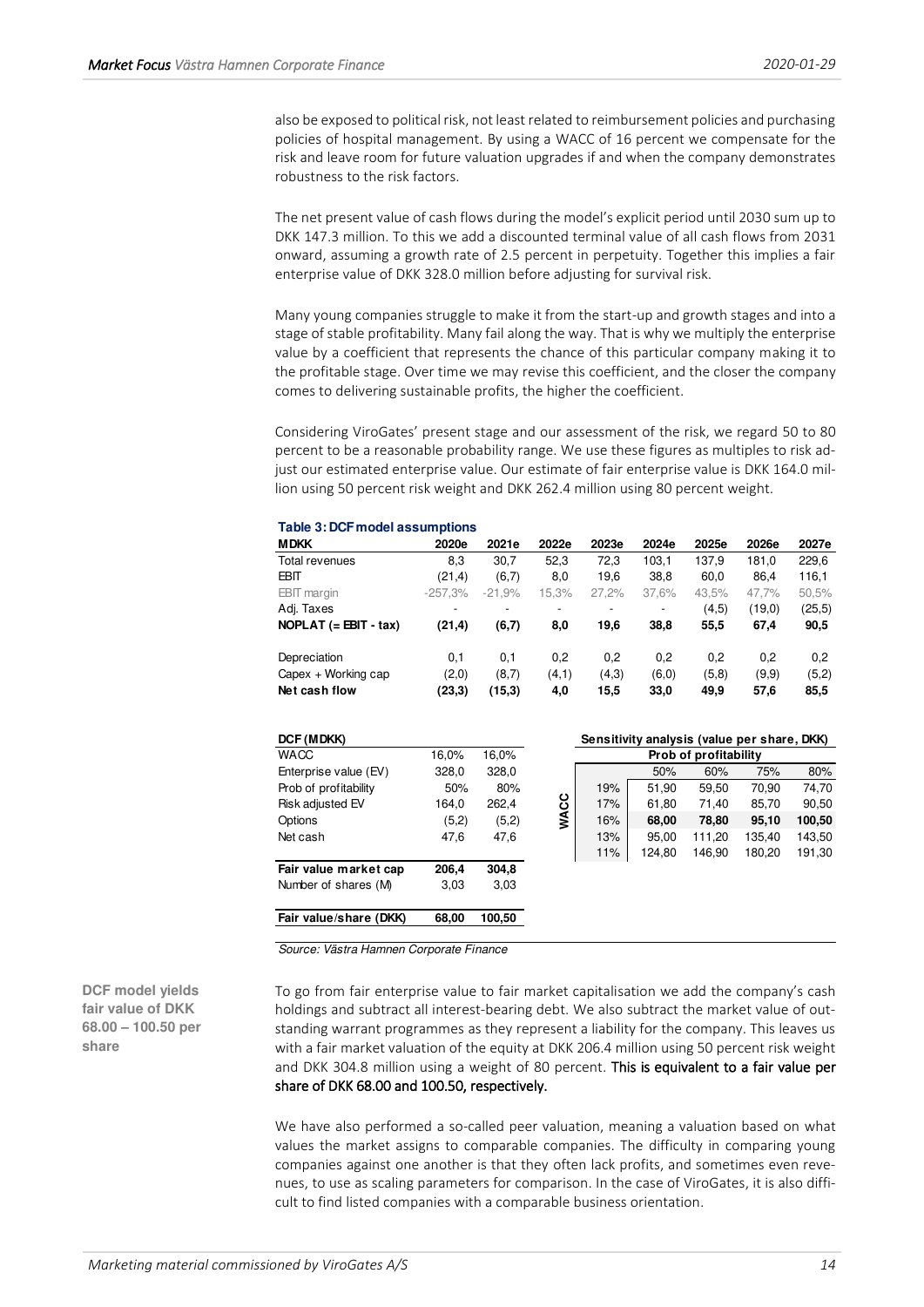also be exposed to political risk, not least related to reimbursement policies and purchasing policies of hospital management. By using a WACC of 16 percent we compensate for the risk and leave room for future valuation upgrades if and when the company demonstrates robustness to the risk factors.

The net present value of cash flows during the model's explicit period until 2030 sum up to DKK 147.3 million. To this we add a discounted terminal value of all cash flows from 2031 onward, assuming a growth rate of 2.5 percent in perpetuity. Together this implies a fair enterprise value of DKK 328.0 million before adjusting for survival risk.

Many young companies struggle to make it from the start-up and growth stages and into a stage of stable profitability. Many fail along the way. That is why we multiply the enterprise value by a coefficient that represents the chance of this particular company making it to the profitable stage. Over time we may revise this coefficient, and the closer the company comes to delivering sustainable profits, the higher the coefficient.

Considering ViroGates' present stage and our assessment of the risk, we regard 50 to 80 percent to be a reasonable probability range. We use these figures as multiples to risk adjust our estimated enterprise value. Our estimate of fair enterprise value is DKK 164.0 million using 50 percent risk weight and DKK 262.4 million using 80 percent weight.

**Table 3: DCF model assumptions**

| MDKK | 2020e | 2021e | 2022e | 2023e | 2024e | 2025e | 2026e | 2027e |
|---|---|---|---|---|---|---|---|---|
| Total revenues | 8,3 | 30,7 | 52,3 | 72,3 | 103,1 | 137,9 | 181,0 | 229,6 |
| EBIT | (21,4) | (6,7) | 8,0 | 19,6 | 38,8 | 60,0 | 86,4 | 116,1 |
| EBIT margin | -257,3% | -21,9% | 15,3% | 27,2% | 37,6% | 43,5% | 47,7% | 50,5% |
| Adj. Taxes | - | - | - | - | - | (4,5) | (19,0) | (25,5) |
| **NOPLAT (= EBIT - tax)** | **(21,4)** | **(6,7)** | **8,0** | **19,6** | **38,8** | **55,5** | **67,4** | **90,5** |
| Depreciation | 0,1 | 0,1 | 0,2 | 0,2 | 0,2 | 0,2 | 0,2 | 0,2 |
| Capex + Working cap | (2,0) | (8,7) | (4,1) | (4,3) | (6,0) | (5,8) | (9,9) | (5,2) |
| **Net cash flow** | **(23,3)** | **(15,3)** | **4,0** | **15,5** | **33,0** | **49,9** | **57,6** | **85,5** |

| DCF (MDKK) | | |
|---|---|---|
| WACC | 16,0% | 16,0% |
| Enterprise value (EV) | 328,0 | 328,0 |
| Prob of profitability | 50% | 80% |
| Risk adjusted EV | 164,0 | 262,4 |
| Options | (5,2) | (5,2) |
| Net cash | 47,6 | 47,6 |
| **Fair value market cap** | **206,4** | **304,8** |
| Number of shares (M) | 3,03 | 3,03 |
| **Fair value/share (DKK)** | **68,00** | **100,50** |

**Sensitivity analysis (value per share, DKK)**

| WACC | Prob of profitability 50% | 60% | 75% | 80% |
|---|---|---|---|---|
| 19% | 51,90 | 59,50 | 70,90 | 74,70 |
| 17% | 61,80 | 71,40 | 85,70 | 90,50 |
| **16%** | **68,00** | **78,80** | **95,10** | **100,50** |
| 13% | 95,00 | 111,20 | 135,40 | 143,50 |
| 11% | 124,80 | 146,90 | 180,20 | 191,30 |

*Source: Västra Hamnen Corporate Finance*

**DCF model yields fair value of DKK 68.00 – 100.50 per share**

To go from fair enterprise value to fair market capitalisation we add the company's cash holdings and subtract all interest-bearing debt. We also subtract the market value of outstanding warrant programmes as they represent a liability for the company. This leaves us with a fair market valuation of the equity at DKK 206.4 million using 50 percent risk weight and DKK 304.8 million using a weight of 80 percent. This is equivalent to a fair value per share of DKK 68.00 and 100.50, respectively.

We have also performed a so-called peer valuation, meaning a valuation based on what values the market assigns to comparable companies. The difficulty in comparing young companies against one another is that they often lack profits, and sometimes even revenues, to use as scaling parameters for comparison. In the case of ViroGates, it is also difficult to find listed companies with a comparable business orientation.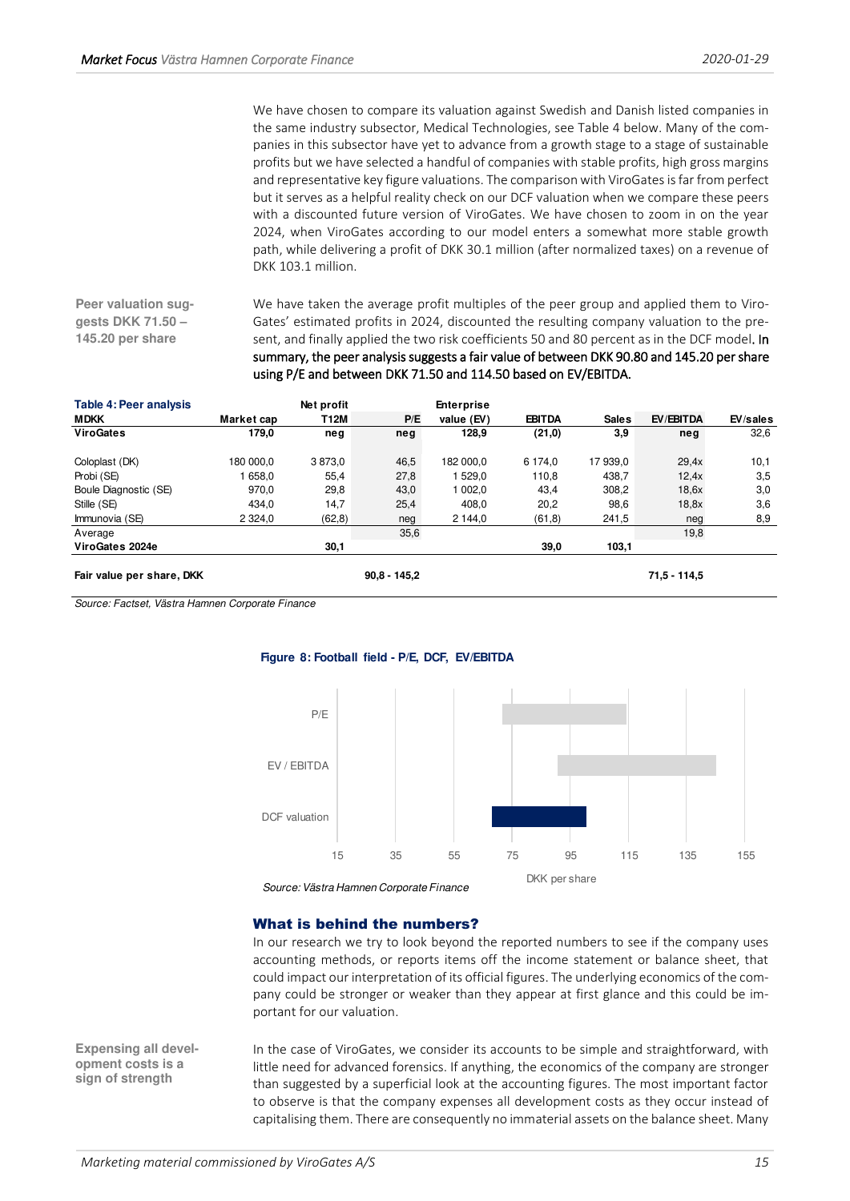We have chosen to compare its valuation against Swedish and Danish listed companies in the same industry subsector, Medical Technologies, see Table 4 below. Many of the companies in this subsector have yet to advance from a growth stage to a stage of sustainable profits but we have selected a handful of companies with stable profits, high gross margins and representative key figure valuations. The comparison with ViroGates is far from perfect but it serves as a helpful reality check on our DCF valuation when we compare these peers with a discounted future version of ViroGates. We have chosen to zoom in on the year 2024, when ViroGates according to our model enters a somewhat more stable growth path, while delivering a profit of DKK 30.1 million (after normalized taxes) on a revenue of DKK 103.1 million.

**Peer valuation suggests DKK 71.50 – 145.20 per share**

We have taken the average profit multiples of the peer group and applied them to ViroGates' estimated profits in 2024, discounted the resulting company valuation to the present, and finally applied the two risk coefficients 50 and 80 percent as in the DCF model. In summary, the peer analysis suggests a fair value of between DKK 90.80 and 145.20 per share using P/E and between DKK 71.50 and 114.50 based on EV/EBITDA.

**Table 4: Peer analysis**

| MDKK | Market cap | Net profit T12M | P/E | Enterprise value (EV) | EBITDA | Sales | EV/EBITDA | EV/sales |
|---|---|---|---|---|---|---|---|---|
| **ViroGates** | **179,0** | **neg** | **neg** | **128,9** | **(21,0)** | **3,9** | **neg** | 32,6 |
| Coloplast (DK) | 180 000,0 | 3 873,0 | 46,5 | 182 000,0 | 6 174,0 | 17 939,0 | 29,4x | 10,1 |
| Probi (SE) | 1 658,0 | 55,4 | 27,8 | 1 529,0 | 110,8 | 438,7 | 12,4x | 3,5 |
| Boule Diagnostic (SE) | 970,0 | 29,8 | 43,0 | 1 002,0 | 43,4 | 308,2 | 18,6x | 3,0 |
| Stille (SE) | 434,0 | 14,7 | 25,4 | 408,0 | 20,2 | 98,6 | 18,8x | 3,6 |
| Immunovia (SE) | 2 324,0 | (62,8) | neg | 2 144,0 | (61,8) | 241,5 | neg | 8,9 |
| Average | | | 35,6 | | | | 19,8 | |
| **ViroGates 2024e** | | **30,1** | | | **39,0** | **103,1** | | |
| **Fair value per share, DKK** | | | **90,8 - 145,2** | | | | **71,5 - 114,5** | |

*Source: Factset, Västra Hamnen Corporate Finance*

**Figure 8: Football field - P/E, DCF, EV/EBITDA**

*Source: Västra Hamnen Corporate Finance*

## What is behind the numbers?

In our research we try to look beyond the reported numbers to see if the company uses accounting methods, or reports items off the income statement or balance sheet, that could impact our interpretation of its official figures. The underlying economics of the company could be stronger or weaker than they appear at first glance and this could be important for our valuation.

**Expensing all development costs is a sign of strength**

In the case of ViroGates, we consider its accounts to be simple and straightforward, with little need for advanced forensics. If anything, the economics of the company are stronger than suggested by a superficial look at the accounting figures. The most important factor to observe is that the company expenses all development costs as they occur instead of capitalising them. There are consequently no immaterial assets on the balance sheet. Many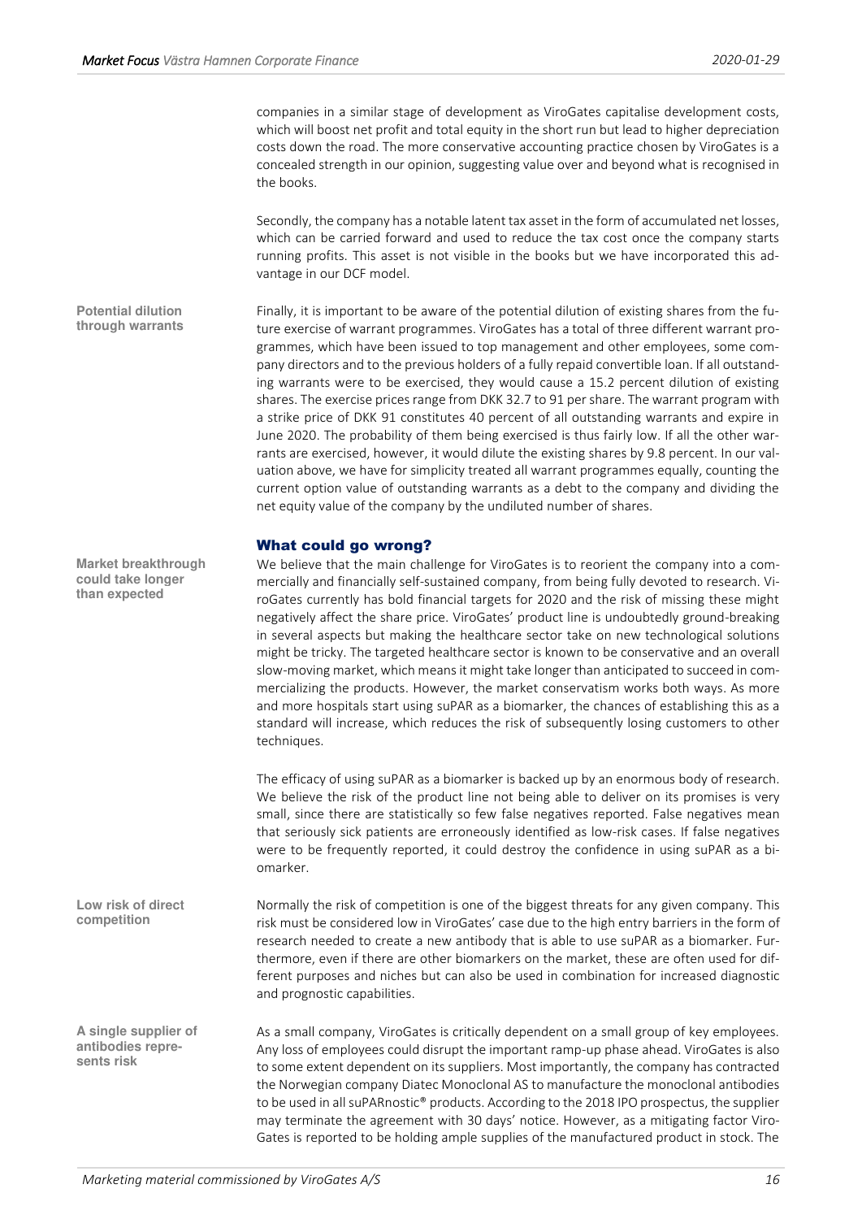companies in a similar stage of development as ViroGates capitalise development costs, which will boost net profit and total equity in the short run but lead to higher depreciation costs down the road. The more conservative accounting practice chosen by ViroGates is a concealed strength in our opinion, suggesting value over and beyond what is recognised in the books.

Secondly, the company has a notable latent tax asset in the form of accumulated net losses, which can be carried forward and used to reduce the tax cost once the company starts running profits. This asset is not visible in the books but we have incorporated this advantage in our DCF model.

**Potential dilution through warrants**

Finally, it is important to be aware of the potential dilution of existing shares from the future exercise of warrant programmes. ViroGates has a total of three different warrant programmes, which have been issued to top management and other employees, some company directors and to the previous holders of a fully repaid convertible loan. If all outstanding warrants were to be exercised, they would cause a 15.2 percent dilution of existing shares. The exercise prices range from DKK 32.7 to 91 per share. The warrant program with a strike price of DKK 91 constitutes 40 percent of all outstanding warrants and expire in June 2020. The probability of them being exercised is thus fairly low. If all the other warrants are exercised, however, it would dilute the existing shares by 9.8 percent. In our valuation above, we have for simplicity treated all warrant programmes equally, counting the current option value of outstanding warrants as a debt to the company and dividing the net equity value of the company by the undiluted number of shares.

### What could go wrong?

**Market breakthrough could take longer than expected**

We believe that the main challenge for ViroGates is to reorient the company into a commercially and financially self-sustained company, from being fully devoted to research. ViroGates currently has bold financial targets for 2020 and the risk of missing these might negatively affect the share price. ViroGates' product line is undoubtedly ground-breaking in several aspects but making the healthcare sector take on new technological solutions might be tricky. The targeted healthcare sector is known to be conservative and an overall slow-moving market, which means it might take longer than anticipated to succeed in commercializing the products. However, the market conservatism works both ways. As more and more hospitals start using suPAR as a biomarker, the chances of establishing this as a standard will increase, which reduces the risk of subsequently losing customers to other techniques.

The efficacy of using suPAR as a biomarker is backed up by an enormous body of research. We believe the risk of the product line not being able to deliver on its promises is very small, since there are statistically so few false negatives reported. False negatives mean that seriously sick patients are erroneously identified as low-risk cases. If false negatives were to be frequently reported, it could destroy the confidence in using suPAR as a biomarker.

**Low risk of direct competition**

Normally the risk of competition is one of the biggest threats for any given company. This risk must be considered low in ViroGates' case due to the high entry barriers in the form of research needed to create a new antibody that is able to use suPAR as a biomarker. Furthermore, even if there are other biomarkers on the market, these are often used for different purposes and niches but can also be used in combination for increased diagnostic and prognostic capabilities.

**A single supplier of antibodies represents risk**

As a small company, ViroGates is critically dependent on a small group of key employees. Any loss of employees could disrupt the important ramp-up phase ahead. ViroGates is also to some extent dependent on its suppliers. Most importantly, the company has contracted the Norwegian company Diatec Monoclonal AS to manufacture the monoclonal antibodies to be used in all suPARnostic® products. According to the 2018 IPO prospectus, the supplier may terminate the agreement with 30 days' notice. However, as a mitigating factor ViroGates is reported to be holding ample supplies of the manufactured product in stock. The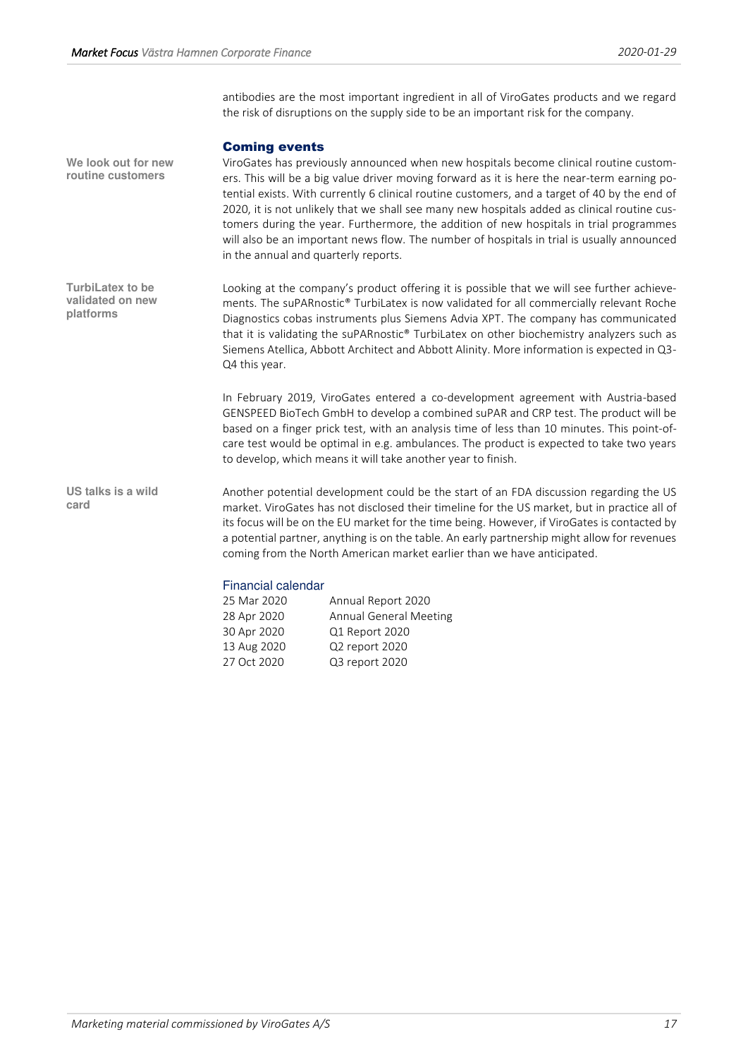antibodies are the most important ingredient in all of ViroGates products and we regard the risk of disruptions on the supply side to be an important risk for the company.

## Coming events

**We look out for new routine customers**

ViroGates has previously announced when new hospitals become clinical routine customers. This will be a big value driver moving forward as it is here the near-term earning potential exists. With currently 6 clinical routine customers, and a target of 40 by the end of 2020, it is not unlikely that we shall see many new hospitals added as clinical routine customers during the year. Furthermore, the addition of new hospitals in trial programmes will also be an important news flow. The number of hospitals in trial is usually announced in the annual and quarterly reports.

**TurbiLatex to be validated on new platforms**

Looking at the company's product offering it is possible that we will see further achievements. The suPARnostic® TurbiLatex is now validated for all commercially relevant Roche Diagnostics cobas instruments plus Siemens Advia XPT. The company has communicated that it is validating the suPARnostic® TurbiLatex on other biochemistry analyzers such as Siemens Atellica, Abbott Architect and Abbott Alinity. More information is expected in Q3-Q4 this year.

In February 2019, ViroGates entered a co-development agreement with Austria-based GENSPEED BioTech GmbH to develop a combined suPAR and CRP test. The product will be based on a finger prick test, with an analysis time of less than 10 minutes. This point-of-care test would be optimal in e.g. ambulances. The product is expected to take two years to develop, which means it will take another year to finish.

**US talks is a wild card**

Another potential development could be the start of an FDA discussion regarding the US market. ViroGates has not disclosed their timeline for the US market, but in practice all of its focus will be on the EU market for the time being. However, if ViroGates is contacted by a potential partner, anything is on the table. An early partnership might allow for revenues coming from the North American market earlier than we have anticipated.

### Financial calendar

| | |
|---|---|
| 25 Mar 2020 | Annual Report 2020 |
| 28 Apr 2020 | Annual General Meeting |
| 30 Apr 2020 | Q1 Report 2020 |
| 13 Aug 2020 | Q2 report 2020 |
| 27 Oct 2020 | Q3 report 2020 |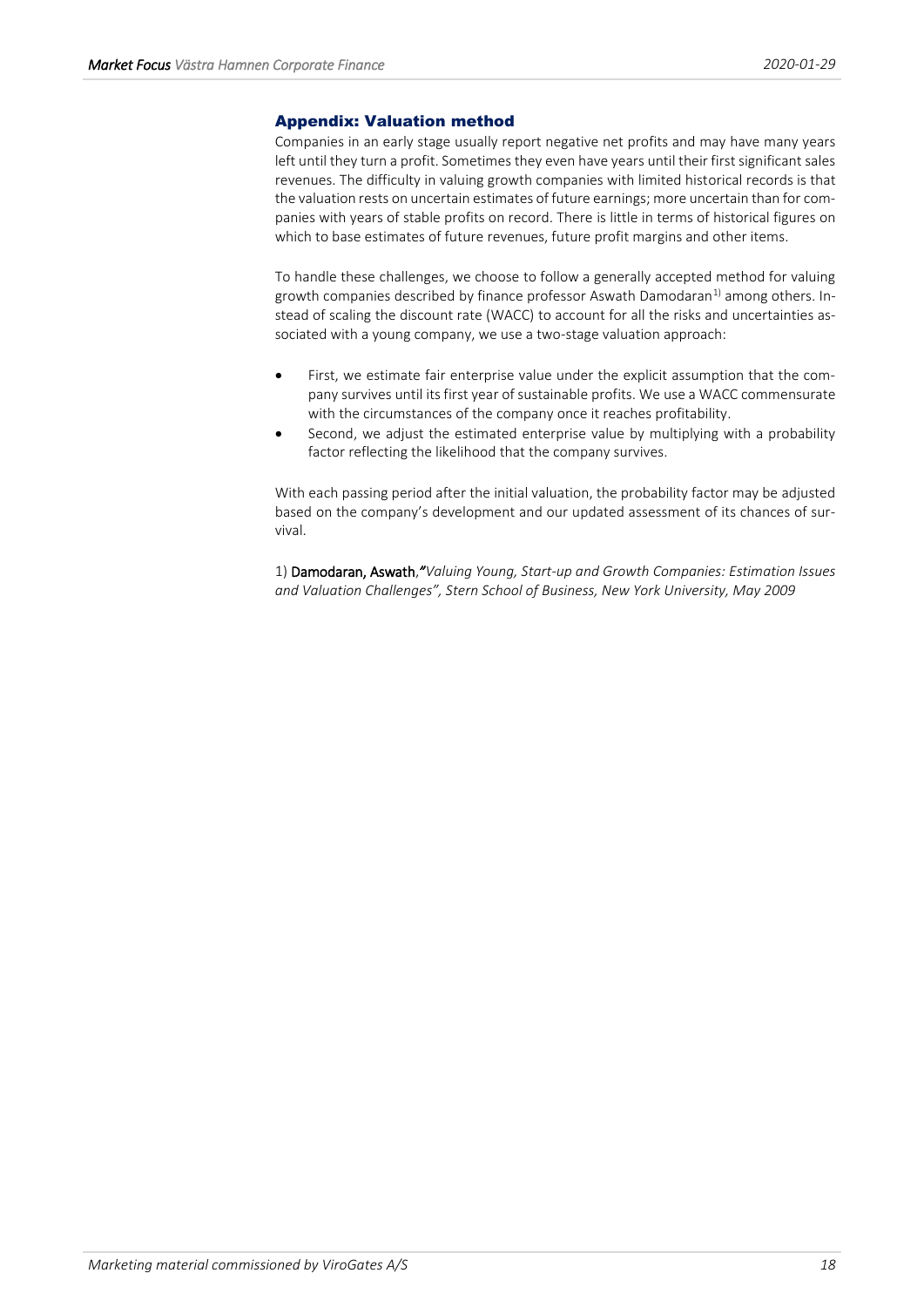## Appendix: Valuation method

Companies in an early stage usually report negative net profits and may have many years left until they turn a profit. Sometimes they even have years until their first significant sales revenues. The difficulty in valuing growth companies with limited historical records is that the valuation rests on uncertain estimates of future earnings; more uncertain than for companies with years of stable profits on record. There is little in terms of historical figures on which to base estimates of future revenues, future profit margins and other items.

To handle these challenges, we choose to follow a generally accepted method for valuing growth companies described by finance professor Aswath Damodaran[1)] among others. Instead of scaling the discount rate (WACC) to account for all the risks and uncertainties associated with a young company, we use a two-stage valuation approach:

- First, we estimate fair enterprise value under the explicit assumption that the company survives until its first year of sustainable profits. We use a WACC commensurate with the circumstances of the company once it reaches profitability.
- Second, we adjust the estimated enterprise value by multiplying with a probability factor reflecting the likelihood that the company survives.

With each passing period after the initial valuation, the probability factor may be adjusted based on the company's development and our updated assessment of its chances of survival.

1) Damodaran, Aswath,*"Valuing Young, Start-up and Growth Companies: Estimation Issues and Valuation Challenges", Stern School of Business, New York University, May 2009*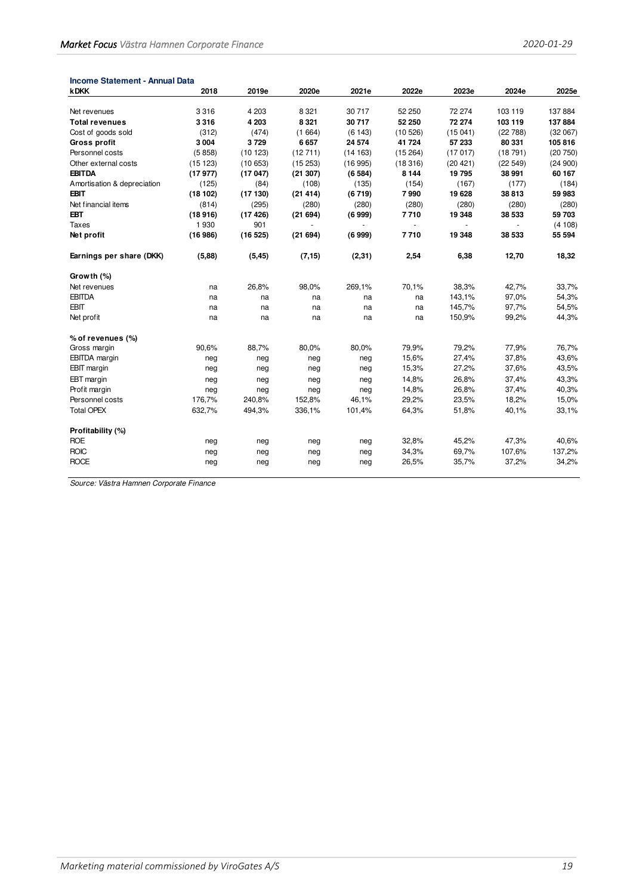### Income Statement - Annual Data

| kDKK | 2018 | 2019e | 2020e | 2021e | 2022e | 2023e | 2024e | 2025e |
|---|---|---|---|---|---|---|---|---|
| Net revenues | 3 316 | 4 203 | 8 321 | 30 717 | 52 250 | 72 274 | 103 119 | 137 884 |
| **Total revenues** | **3 316** | **4 203** | **8 321** | **30 717** | **52 250** | **72 274** | **103 119** | **137 884** |
| Cost of goods sold | (312) | (474) | (1 664) | (6 143) | (10 526) | (15 041) | (22 788) | (32 067) |
| **Gross profit** | **3 004** | **3 729** | **6 657** | **24 574** | **41 724** | **57 233** | **80 331** | **105 816** |
| Personnel costs | (5 858) | (10 123) | (12 711) | (14 163) | (15 264) | (17 017) | (18 791) | (20 750) |
| Other external costs | (15 123) | (10 653) | (15 253) | (16 995) | (18 316) | (20 421) | (22 549) | (24 900) |
| **EBITDA** | **(17 977)** | **(17 047)** | **(21 307)** | **(6 584)** | **8 144** | **19 795** | **38 991** | **60 167** |
| Amortisation & depreciation | (125) | (84) | (108) | (135) | (154) | (167) | (177) | (184) |
| **EBIT** | **(18 102)** | **(17 130)** | **(21 414)** | **(6 719)** | **7 990** | **19 628** | **38 813** | **59 983** |
| Net financial items | (814) | (295) | (280) | (280) | (280) | (280) | (280) | (280) |
| **EBT** | **(18 916)** | **(17 426)** | **(21 694)** | **(6 999)** | **7 710** | **19 348** | **38 533** | **59 703** |
| Taxes | 1 930 | 901 | - | - | - | - | - | (4 108) |
| **Net profit** | **(16 986)** | **(16 525)** | **(21 694)** | **(6 999)** | **7 710** | **19 348** | **38 533** | **55 594** |
| | | | | | | | | |
| **Earnings per share (DKK)** | **(5,88)** | **(5,45)** | **(7,15)** | **(2,31)** | **2,54** | **6,38** | **12,70** | **18,32** |
| | | | | | | | | |
| **Growth (%)** | | | | | | | | |
| Net revenues | na | 26,8% | 98,0% | 269,1% | 70,1% | 38,3% | 42,7% | 33,7% |
| EBITDA | na | na | na | na | na | 143,1% | 97,0% | 54,3% |
| EBIT | na | na | na | na | na | 145,7% | 97,7% | 54,5% |
| Net profit | na | na | na | na | na | 150,9% | 99,2% | 44,3% |
| | | | | | | | | |
| **% of revenues (%)** | | | | | | | | |
| Gross margin | 90,6% | 88,7% | 80,0% | 80,0% | 79,9% | 79,2% | 77,9% | 76,7% |
| EBITDA margin | neg | neg | neg | neg | 15,6% | 27,4% | 37,8% | 43,6% |
| EBIT margin | neg | neg | neg | neg | 15,3% | 27,2% | 37,6% | 43,5% |
| EBT margin | neg | neg | neg | neg | 14,8% | 26,8% | 37,4% | 43,3% |
| Profit margin | neg | neg | neg | neg | 14,8% | 26,8% | 37,4% | 40,3% |
| Personnel costs | 176,7% | 240,8% | 152,8% | 46,1% | 29,2% | 23,5% | 18,2% | 15,0% |
| Total OPEX | 632,7% | 494,3% | 336,1% | 101,4% | 64,3% | 51,8% | 40,1% | 33,1% |
| | | | | | | | | |
| **Profitability (%)** | | | | | | | | |
| ROE | neg | neg | neg | neg | 32,8% | 45,2% | 47,3% | 40,6% |
| ROIC | neg | neg | neg | neg | 34,3% | 69,7% | 107,6% | 137,2% |
| ROCE | neg | neg | neg | neg | 26,5% | 35,7% | 37,2% | 34,2% |

*Source: Västra Hamnen Corporate Finance*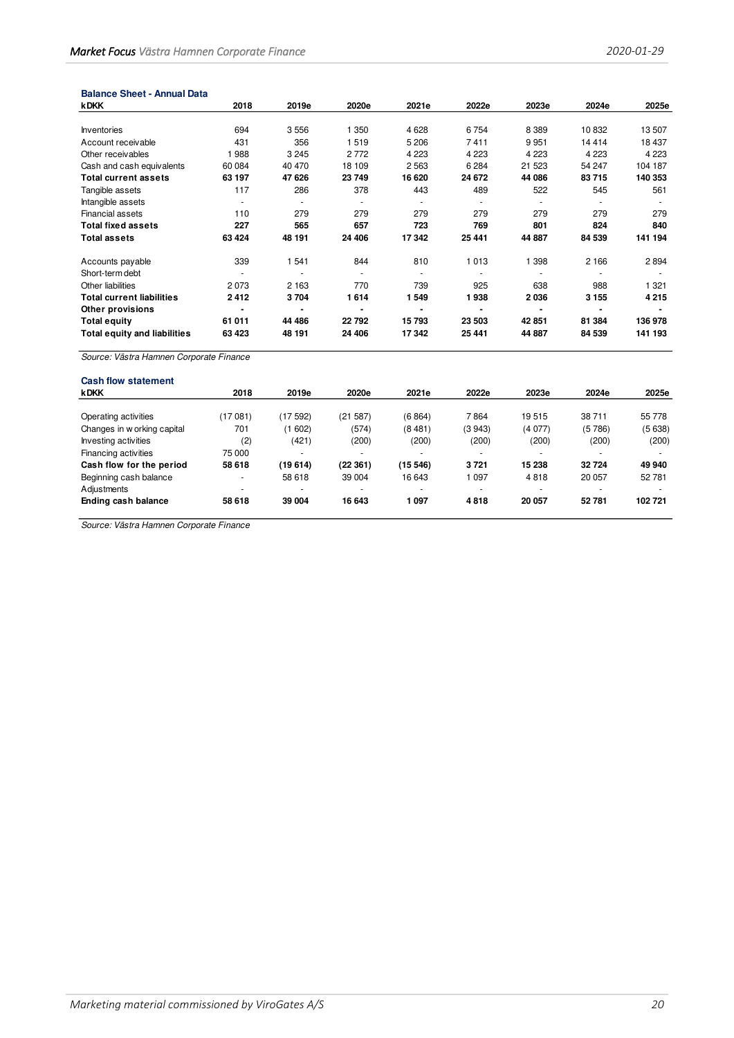### Balance Sheet - Annual Data

| kDKK | 2018 | 2019e | 2020e | 2021e | 2022e | 2023e | 2024e | 2025e |
|---|---|---|---|---|---|---|---|---|
| Inventories | 694 | 3 556 | 1 350 | 4 628 | 6 754 | 8 389 | 10 832 | 13 507 |
| Account receivable | 431 | 356 | 1 519 | 5 206 | 7 411 | 9 951 | 14 414 | 18 437 |
| Other receivables | 1 988 | 3 245 | 2 772 | 4 223 | 4 223 | 4 223 | 4 223 | 4 223 |
| Cash and cash equivalents | 60 084 | 40 470 | 18 109 | 2 563 | 6 284 | 21 523 | 54 247 | 104 187 |
| **Total current assets** | **63 197** | **47 626** | **23 749** | **16 620** | **24 672** | **44 086** | **83 715** | **140 353** |
| Tangible assets | 117 | 286 | 378 | 443 | 489 | 522 | 545 | 561 |
| Intangible assets | - | - | - | - | - | - | - | - |
| Financial assets | 110 | 279 | 279 | 279 | 279 | 279 | 279 | 279 |
| **Total fixed assets** | **227** | **565** | **657** | **723** | **769** | **801** | **824** | **840** |
| **Total assets** | **63 424** | **48 191** | **24 406** | **17 342** | **25 441** | **44 887** | **84 539** | **141 194** |
| | | | | | | | | |
| Accounts payable | 339 | 1 541 | 844 | 810 | 1 013 | 1 398 | 2 166 | 2 894 |
| Short-term debt | - | - | - | - | - | - | - | - |
| Other liabilities | 2 073 | 2 163 | 770 | 739 | 925 | 638 | 988 | 1 321 |
| **Total current liabilities** | **2 412** | **3 704** | **1 614** | **1 549** | **1 938** | **2 036** | **3 155** | **4 215** |
| **Other provisions** | **-** | **-** | **-** | **-** | **-** | **-** | **-** | **-** |
| **Total equity** | **61 011** | **44 486** | **22 792** | **15 793** | **23 503** | **42 851** | **81 384** | **136 978** |
| **Total equity and liabilities** | **63 423** | **48 191** | **24 406** | **17 342** | **25 441** | **44 887** | **84 539** | **141 193** |

*Source: Västra Hamnen Corporate Finance*

### Cash flow statement

| kDKK | 2018 | 2019e | 2020e | 2021e | 2022e | 2023e | 2024e | 2025e |
|---|---|---|---|---|---|---|---|---|
| Operating activities | (17 081) | (17 592) | (21 587) | (6 864) | 7 864 | 19 515 | 38 711 | 55 778 |
| Changes in working capital | 701 | (1 602) | (574) | (8 481) | (3 943) | (4 077) | (5 786) | (5 638) |
| Investing activities | (2) | (421) | (200) | (200) | (200) | (200) | (200) | (200) |
| Financing activities | 75 000 | - | - | - | - | - | - | - |
| **Cash flow for the period** | **58 618** | **(19 614)** | **(22 361)** | **(15 546)** | **3 721** | **15 238** | **32 724** | **49 940** |
| Beginning cash balance | - | 58 618 | 39 004 | 16 643 | 1 097 | 4 818 | 20 057 | 52 781 |
| Adjustments | - | - | - | - | - | - | - | - |
| **Ending cash balance** | **58 618** | **39 004** | **16 643** | **1 097** | **4 818** | **20 057** | **52 781** | **102 721** |

*Source: Västra Hamnen Corporate Finance*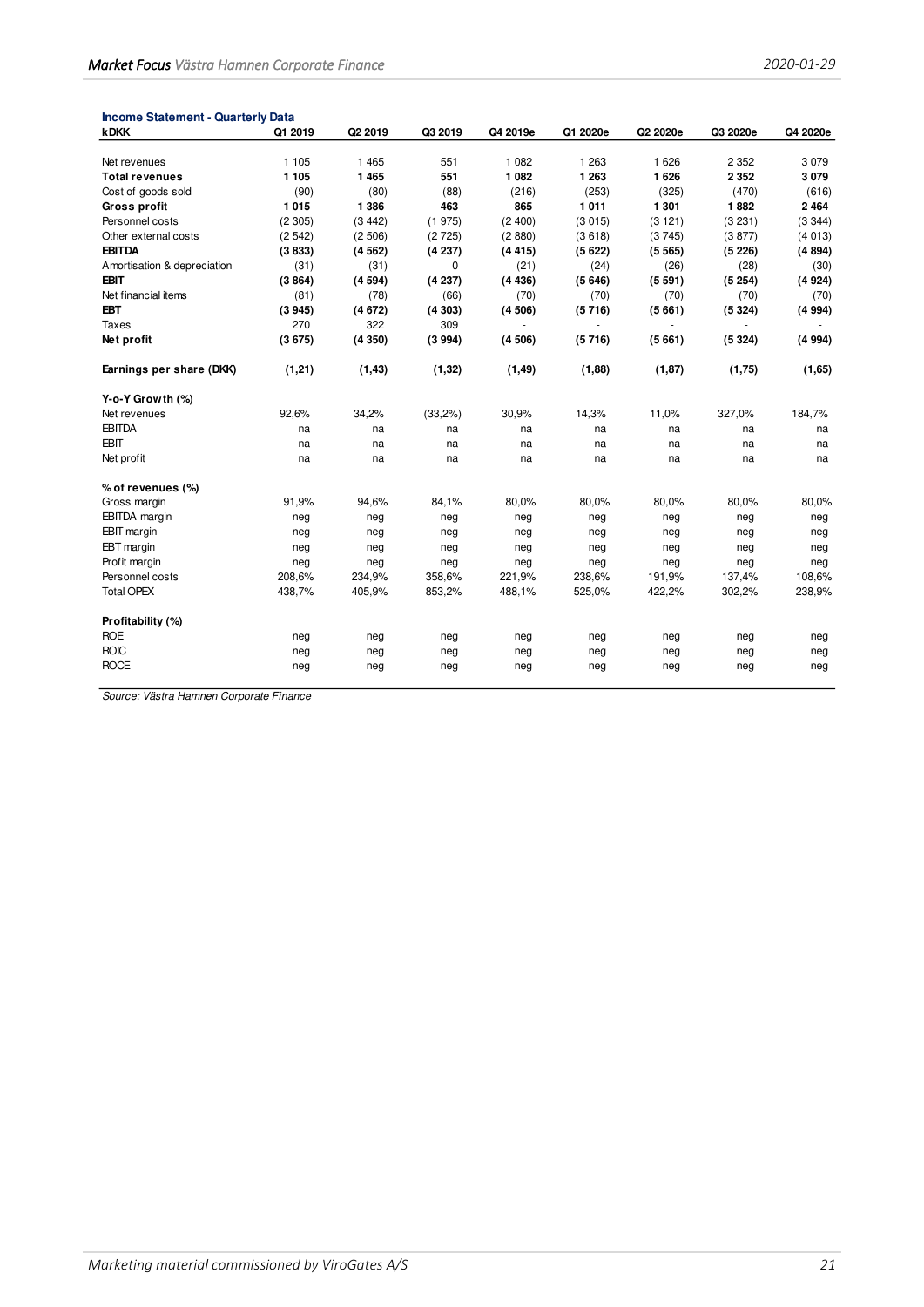### Income Statement - Quarterly Data

| kDKK | Q1 2019 | Q2 2019 | Q3 2019 | Q4 2019e | Q1 2020e | Q2 2020e | Q3 2020e | Q4 2020e |
|---|---|---|---|---|---|---|---|---|
| Net revenues | 1 105 | 1 465 | 551 | 1 082 | 1 263 | 1 626 | 2 352 | 3 079 |
| **Total revenues** | **1 105** | **1 465** | **551** | **1 082** | **1 263** | **1 626** | **2 352** | **3 079** |
| Cost of goods sold | (90) | (80) | (88) | (216) | (253) | (325) | (470) | (616) |
| **Gross profit** | **1 015** | **1 386** | **463** | **865** | **1 011** | **1 301** | **1 882** | **2 464** |
| Personnel costs | (2 305) | (3 442) | (1 975) | (2 400) | (3 015) | (3 121) | (3 231) | (3 344) |
| Other external costs | (2 542) | (2 506) | (2 725) | (2 880) | (3 618) | (3 745) | (3 877) | (4 013) |
| **EBITDA** | **(3 833)** | **(4 562)** | **(4 237)** | **(4 415)** | **(5 622)** | **(5 565)** | **(5 226)** | **(4 894)** |
| Amortisation & depreciation | (31) | (31) | 0 | (21) | (24) | (26) | (28) | (30) |
| **EBIT** | **(3 864)** | **(4 594)** | **(4 237)** | **(4 436)** | **(5 646)** | **(5 591)** | **(5 254)** | **(4 924)** |
| Net financial items | (81) | (78) | (66) | (70) | (70) | (70) | (70) | (70) |
| **EBT** | **(3 945)** | **(4 672)** | **(4 303)** | **(4 506)** | **(5 716)** | **(5 661)** | **(5 324)** | **(4 994)** |
| Taxes | 270 | 322 | 309 | - | - | - | - | - |
| **Net profit** | **(3 675)** | **(4 350)** | **(3 994)** | **(4 506)** | **(5 716)** | **(5 661)** | **(5 324)** | **(4 994)** |
| | | | | | | | | |
| **Earnings per share (DKK)** | **(1,21)** | **(1,43)** | **(1,32)** | **(1,49)** | **(1,88)** | **(1,87)** | **(1,75)** | **(1,65)** |
| | | | | | | | | |
| **Y-o-Y Growth (%)** | | | | | | | | |
| Net revenues | 92,6% | 34,2% | (33,2%) | 30,9% | 14,3% | 11,0% | 327,0% | 184,7% |
| EBITDA | na | na | na | na | na | na | na | na |
| EBIT | na | na | na | na | na | na | na | na |
| Net profit | na | na | na | na | na | na | na | na |
| | | | | | | | | |
| **% of revenues (%)** | | | | | | | | |
| Gross margin | 91,9% | 94,6% | 84,1% | 80,0% | 80,0% | 80,0% | 80,0% | 80,0% |
| EBITDA margin | neg | neg | neg | neg | neg | neg | neg | neg |
| EBIT margin | neg | neg | neg | neg | neg | neg | neg | neg |
| EBT margin | neg | neg | neg | neg | neg | neg | neg | neg |
| Profit margin | neg | neg | neg | neg | neg | neg | neg | neg |
| Personnel costs | 208,6% | 234,9% | 358,6% | 221,9% | 238,6% | 191,9% | 137,4% | 108,6% |
| Total OPEX | 438,7% | 405,9% | 853,2% | 488,1% | 525,0% | 422,2% | 302,2% | 238,9% |
| | | | | | | | | |
| **Profitability (%)** | | | | | | | | |
| ROE | neg | neg | neg | neg | neg | neg | neg | neg |
| ROIC | neg | neg | neg | neg | neg | neg | neg | neg |
| ROCE | neg | neg | neg | neg | neg | neg | neg | neg |

Source: Västra Hamnen Corporate Finance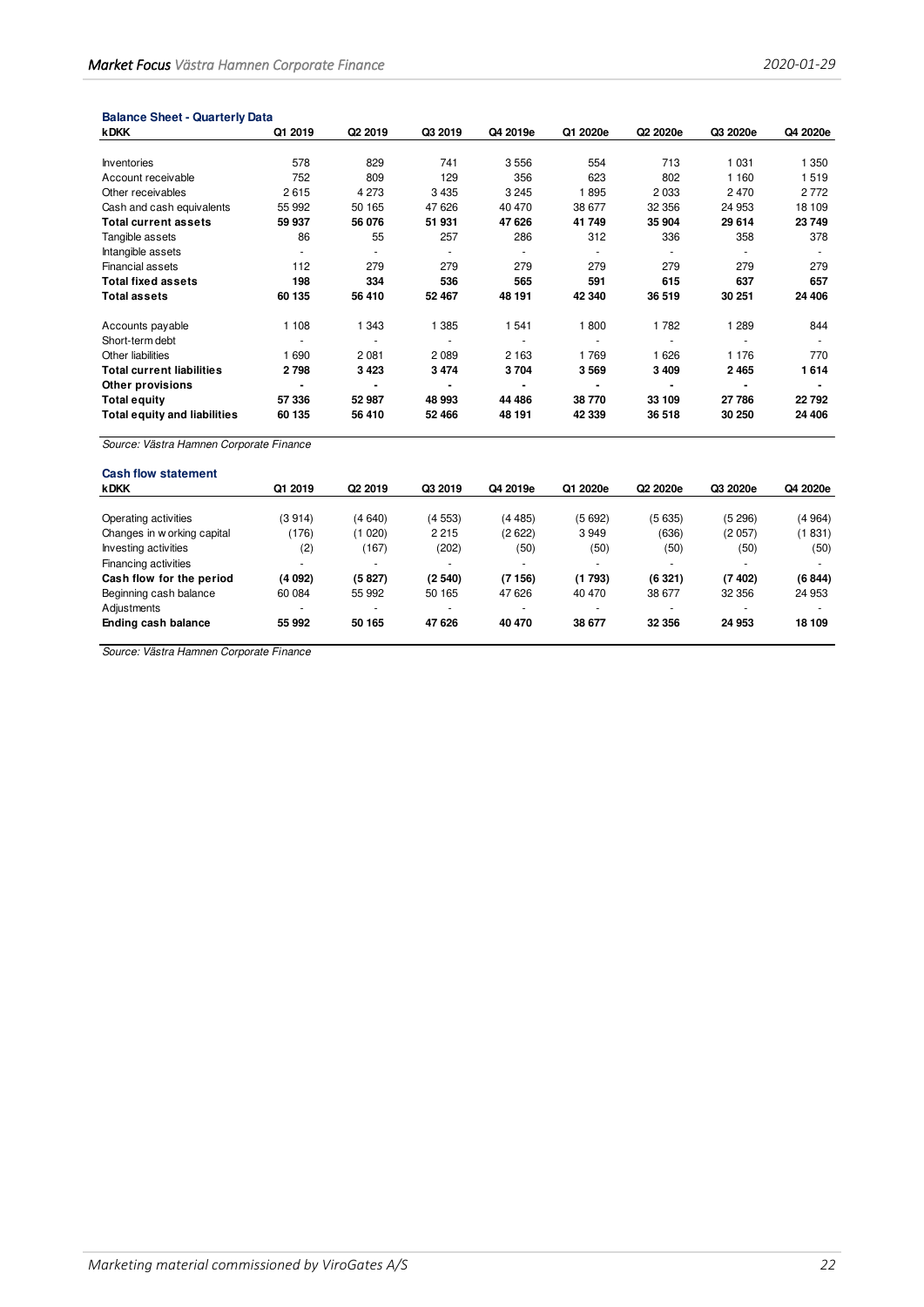### Balance Sheet - Quarterly Data

| kDKK | Q1 2019 | Q2 2019 | Q3 2019 | Q4 2019e | Q1 2020e | Q2 2020e | Q3 2020e | Q4 2020e |
|---|---|---|---|---|---|---|---|---|
| Inventories | 578 | 829 | 741 | 3 556 | 554 | 713 | 1 031 | 1 350 |
| Account receivable | 752 | 809 | 129 | 356 | 623 | 802 | 1 160 | 1 519 |
| Other receivables | 2 615 | 4 273 | 3 435 | 3 245 | 1 895 | 2 033 | 2 470 | 2 772 |
| Cash and cash equivalents | 55 992 | 50 165 | 47 626 | 40 470 | 38 677 | 32 356 | 24 953 | 18 109 |
| **Total current assets** | **59 937** | **56 076** | **51 931** | **47 626** | **41 749** | **35 904** | **29 614** | **23 749** |
| Tangible assets | 86 | 55 | 257 | 286 | 312 | 336 | 358 | 378 |
| Intangible assets | - | - | - | - | - | - | - | - |
| Financial assets | 112 | 279 | 279 | 279 | 279 | 279 | 279 | 279 |
| **Total fixed assets** | **198** | **334** | **536** | **565** | **591** | **615** | **637** | **657** |
| **Total assets** | **60 135** | **56 410** | **52 467** | **48 191** | **42 340** | **36 519** | **30 251** | **24 406** |
| | | | | | | | | |
| Accounts payable | 1 108 | 1 343 | 1 385 | 1 541 | 1 800 | 1 782 | 1 289 | 844 |
| Short-term debt | - | - | - | - | - | - | - | - |
| Other liabilities | 1 690 | 2 081 | 2 089 | 2 163 | 1 769 | 1 626 | 1 176 | 770 |
| **Total current liabilities** | **2 798** | **3 423** | **3 474** | **3 704** | **3 569** | **3 409** | **2 465** | **1 614** |
| **Other provisions** | **-** | **-** | **-** | **-** | **-** | **-** | **-** | **-** |
| **Total equity** | **57 336** | **52 987** | **48 993** | **44 486** | **38 770** | **33 109** | **27 786** | **22 792** |
| **Total equity and liabilities** | **60 135** | **56 410** | **52 466** | **48 191** | **42 339** | **36 518** | **30 250** | **24 406** |

*Source: Västra Hamnen Corporate Finance*

### Cash flow statement

| kDKK | Q1 2019 | Q2 2019 | Q3 2019 | Q4 2019e | Q1 2020e | Q2 2020e | Q3 2020e | Q4 2020e |
|---|---|---|---|---|---|---|---|---|
| Operating activities | (3 914) | (4 640) | (4 553) | (4 485) | (5 692) | (5 635) | (5 296) | (4 964) |
| Changes in working capital | (176) | (1 020) | 2 215 | (2 622) | 3 949 | (636) | (2 057) | (1 831) |
| Investing activities | (2) | (167) | (202) | (50) | (50) | (50) | (50) | (50) |
| Financing activities | - | - | - | - | - | - | - | - |
| **Cash flow for the period** | **(4 092)** | **(5 827)** | **(2 540)** | **(7 156)** | **(1 793)** | **(6 321)** | **(7 402)** | **(6 844)** |
| Beginning cash balance | 60 084 | 55 992 | 50 165 | 47 626 | 40 470 | 38 677 | 32 356 | 24 953 |
| Adjustments | - | - | - | - | - | - | - | - |
| **Ending cash balance** | **55 992** | **50 165** | **47 626** | **40 470** | **38 677** | **32 356** | **24 953** | **18 109** |

*Source: Västra Hamnen Corporate Finance*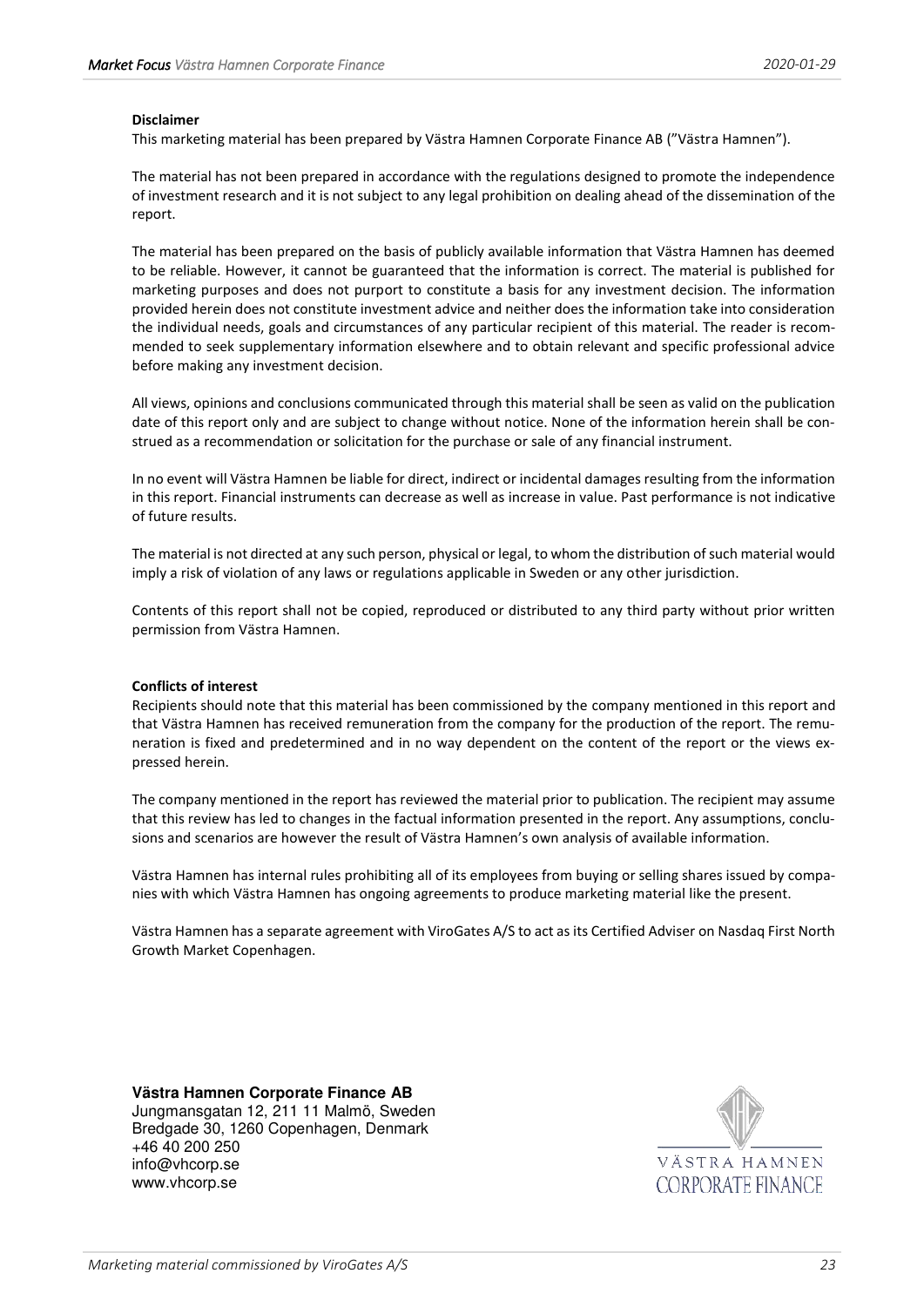**Disclaimer**

This marketing material has been prepared by Västra Hamnen Corporate Finance AB (”Västra Hamnen”).

The material has not been prepared in accordance with the regulations designed to promote the independence of investment research and it is not subject to any legal prohibition on dealing ahead of the dissemination of the report.

The material has been prepared on the basis of publicly available information that Västra Hamnen has deemed to be reliable. However, it cannot be guaranteed that the information is correct. The material is published for marketing purposes and does not purport to constitute a basis for any investment decision. The information provided herein does not constitute investment advice and neither does the information take into consideration the individual needs, goals and circumstances of any particular recipient of this material. The reader is recommended to seek supplementary information elsewhere and to obtain relevant and specific professional advice before making any investment decision.

All views, opinions and conclusions communicated through this material shall be seen as valid on the publication date of this report only and are subject to change without notice. None of the information herein shall be construed as a recommendation or solicitation for the purchase or sale of any financial instrument.

In no event will Västra Hamnen be liable for direct, indirect or incidental damages resulting from the information in this report. Financial instruments can decrease as well as increase in value. Past performance is not indicative of future results.

The material is not directed at any such person, physical or legal, to whom the distribution of such material would imply a risk of violation of any laws or regulations applicable in Sweden or any other jurisdiction.

Contents of this report shall not be copied, reproduced or distributed to any third party without prior written permission from Västra Hamnen.

**Conflicts of interest**

Recipients should note that this material has been commissioned by the company mentioned in this report and that Västra Hamnen has received remuneration from the company for the production of the report. The remuneration is fixed and predetermined and in no way dependent on the content of the report or the views expressed herein.

The company mentioned in the report has reviewed the material prior to publication. The recipient may assume that this review has led to changes in the factual information presented in the report. Any assumptions, conclusions and scenarios are however the result of Västra Hamnen's own analysis of available information.

Västra Hamnen has internal rules prohibiting all of its employees from buying or selling shares issued by companies with which Västra Hamnen has ongoing agreements to produce marketing material like the present.

Västra Hamnen has a separate agreement with ViroGates A/S to act as its Certified Adviser on Nasdaq First North Growth Market Copenhagen.

**Västra Hamnen Corporate Finance AB**
Jungmansgatan 12, 211 11 Malmö, Sweden
Bredgade 30, 1260 Copenhagen, Denmark
+46 40 200 250
info@vhcorp.se
www.vhcorp.se

VÄSTRA HAMNEN
CORPORATE FINANCE